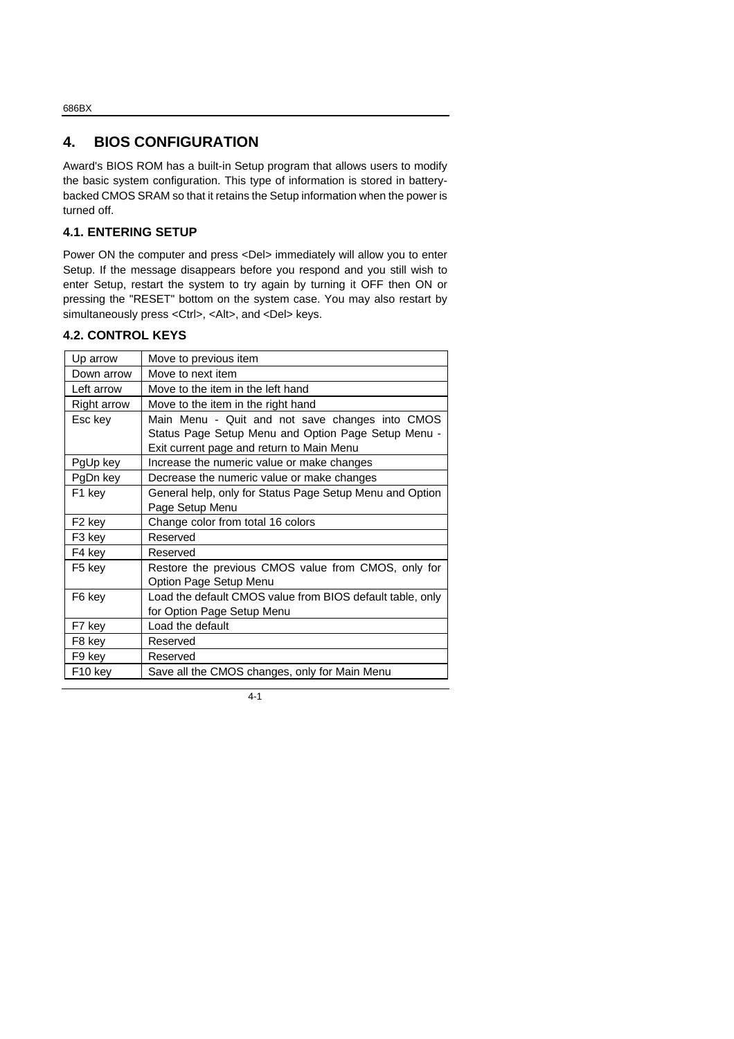# 4. BIOS CONFIGURATION

Award's BIOS ROM has a built-in Setup program that allows users to modify the basic system configuration. This type of information is stored in battery-backed CMOS SRAM so that it retains the Setup information when the power is turned off.

## 4.1. ENTERING SETUP

Power ON the computer and press <Del> immediately will allow you to enter Setup. If the message disappears before you respond and you still wish to enter Setup, restart the system to try again by turning it OFF then ON or pressing the "RESET" bottom on the system case. You may also restart by simultaneously press <Ctrl>, <Alt>, and <Del> keys.

## 4.2. CONTROL KEYS

| Key | Function |
|---|---|
| Up arrow | Move to previous item |
| Down arrow | Move to next item |
| Left arrow | Move to the item in the left hand |
| Right arrow | Move to the item in the right hand |
| Esc key | Main Menu - Quit and not save changes into CMOS Status Page Setup Menu and Option Page Setup Menu - Exit current page and return to Main Menu |
| PgUp key | Increase the numeric value or make changes |
| PgDn key | Decrease the numeric value or make changes |
| F1 key | General help, only for Status Page Setup Menu and Option Page Setup Menu |
| F2 key | Change color from total 16 colors |
| F3 key | Reserved |
| F4 key | Reserved |
| F5 key | Restore the previous CMOS value from CMOS, only for Option Page Setup Menu |
| F6 key | Load the default CMOS value from BIOS default table, only for Option Page Setup Menu |
| F7 key | Load the default |
| F8 key | Reserved |
| F9 key | Reserved |
| F10 key | Save all the CMOS changes, only for Main Menu |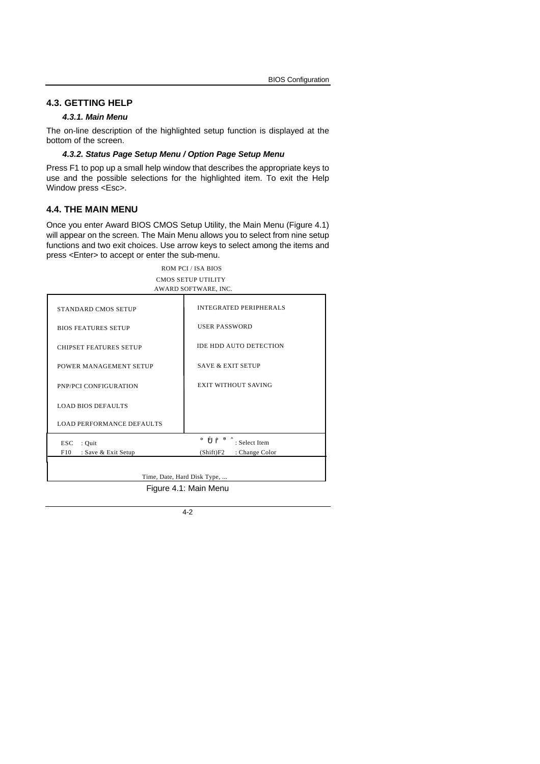## 4.3. GETTING HELP

### *4.3.1. Main Menu*

The on-line description of the highlighted setup function is displayed at the bottom of the screen.

### *4.3.2. Status Page Setup Menu / Option Page Setup Menu*

Press F1 to pop up a small help window that describes the appropriate keys to use and the possible selections for the highlighted item. To exit the Help Window press <Esc>.

## 4.4. THE MAIN MENU

Once you enter Award BIOS CMOS Setup Utility, the Main Menu (Figure 4.1) will appear on the screen. The Main Menu allows you to select from nine setup functions and two exit choices. Use arrow keys to select among the items and press <Enter> to accept or enter the sub-menu.

```
                    ROM PCI / ISA BIOS
                    CMOS SETUP UTILITY
                  AWARD SOFTWARE, INC.

 STANDARD CMOS SETUP              INTEGRATED PERIPHERALS
 BIOS FEATURES SETUP              USER PASSWORD
 CHIPSET FEATURES SETUP           IDE HDD AUTO DETECTION
 POWER MANAGEMENT SETUP           SAVE & EXIT SETUP
 PNP/PCI CONFIGURATION            EXIT WITHOUT SAVING
 LOAD BIOS DEFAULTS
 LOAD PERFORMANCE DEFAULTS

 ESC   : Quit                     ↑ ↓ → ← : Select Item
 F10   : Save & Exit Setup        (Shift)F2    : Change Color

              Time, Date, Hard Disk Type, ...
```

Figure 4.1: Main Menu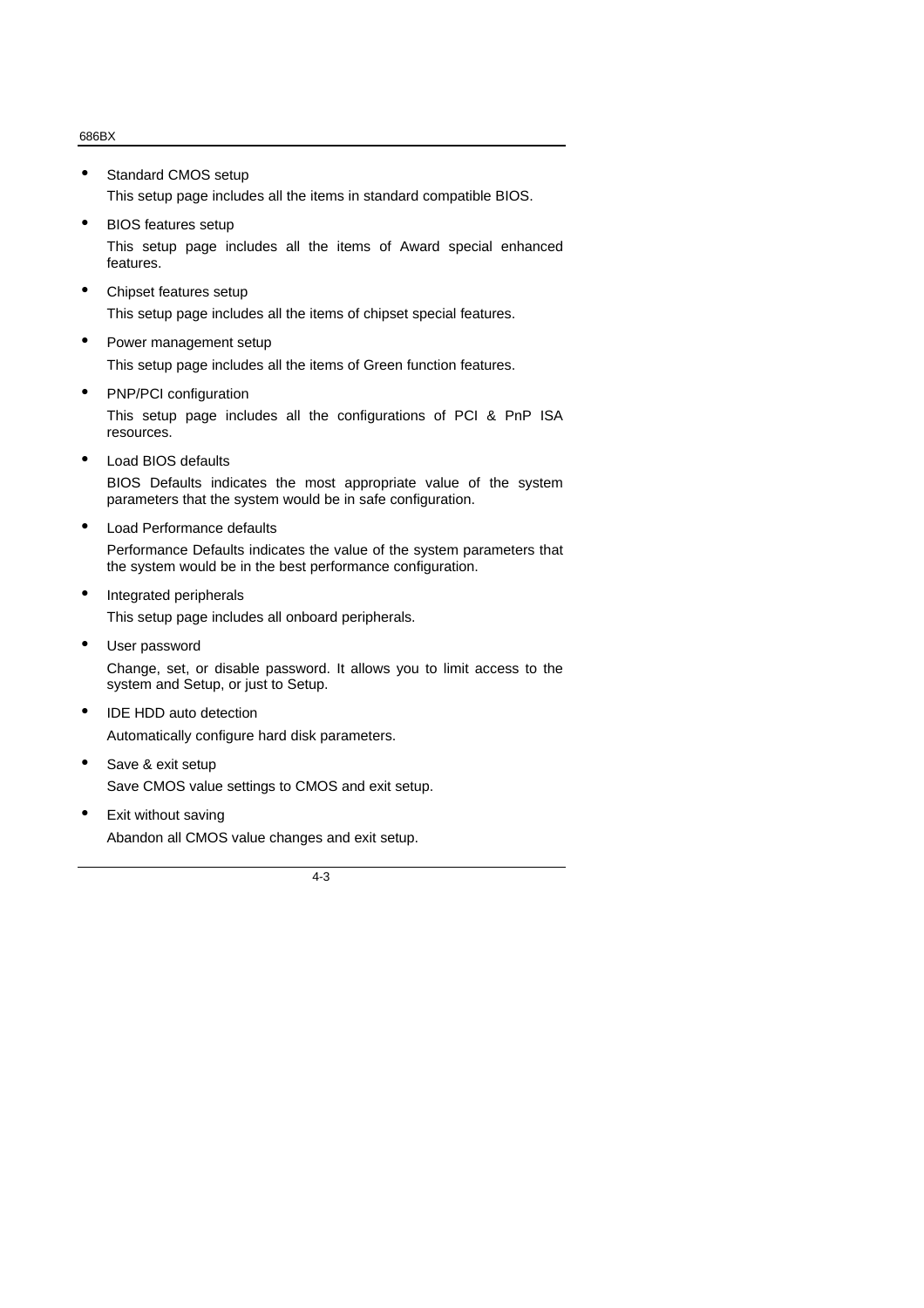- Standard CMOS setup

  This setup page includes all the items in standard compatible BIOS.

- BIOS features setup

  This setup page includes all the items of Award special enhanced features.

- Chipset features setup

  This setup page includes all the items of chipset special features.

- Power management setup

  This setup page includes all the items of Green function features.

- PNP/PCI configuration

  This setup page includes all the configurations of PCI & PnP ISA resources.

- Load BIOS defaults

  BIOS Defaults indicates the most appropriate value of the system parameters that the system would be in safe configuration.

- Load Performance defaults

  Performance Defaults indicates the value of the system parameters that the system would be in the best performance configuration.

- Integrated peripherals

  This setup page includes all onboard peripherals.

- User password

  Change, set, or disable password. It allows you to limit access to the system and Setup, or just to Setup.

- IDE HDD auto detection

  Automatically configure hard disk parameters.

- Save & exit setup

  Save CMOS value settings to CMOS and exit setup.

- Exit without saving

  Abandon all CMOS value changes and exit setup.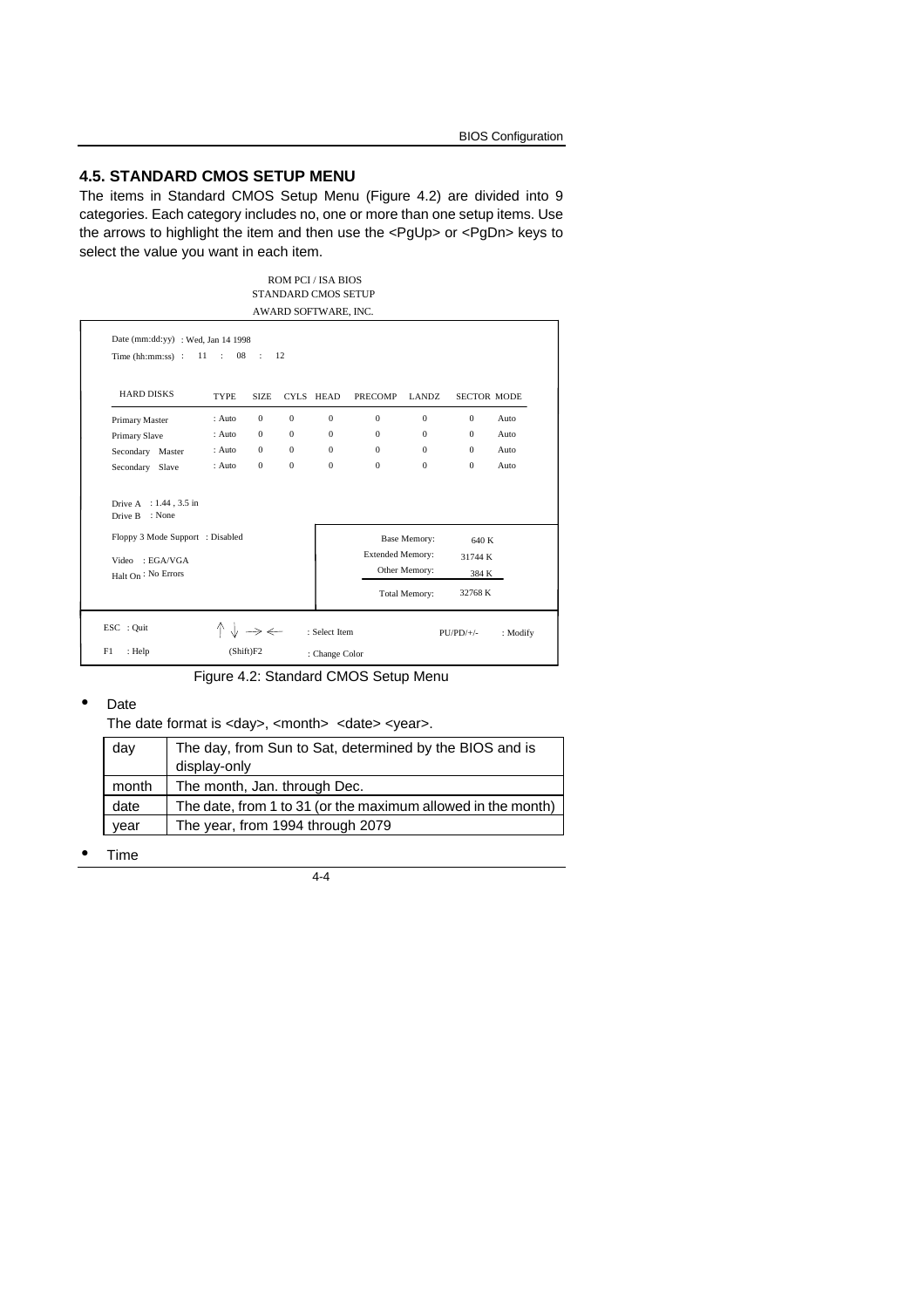## 4.5. STANDARD CMOS SETUP MENU

The items in Standard CMOS Setup Menu (Figure 4.2) are divided into 9 categories. Each category includes no, one or more than one setup items. Use the arrows to highlight the item and then use the <PgUp> or <PgDn> keys to select the value you want in each item.

```
                         ROM PCI / ISA BIOS
                        STANDARD CMOS SETUP
                       AWARD SOFTWARE, INC.

Date (mm:dd:yy)  : Wed, Jan 14 1998
Time (hh:mm:ss)  :  11  :  08  :  12

HARD DISKS         TYPE   SIZE  CYLS  HEAD  PRECOMP  LANDZ  SECTOR MODE
Primary Master     : Auto  0     0     0     0        0      0      Auto
Primary Slave      : Auto  0     0     0     0        0      0      Auto
Secondary Master   : Auto  0     0     0     0        0      0      Auto
Secondary Slave    : Auto  0     0     0     0        0      0      Auto

Drive A  : 1.44 , 3.5 in
Drive B  : None

Floppy 3 Mode Support  : Disabled         Base Memory:      640 K
                                          Extended Memory:  31744 K
Video  : EGA/VGA                          Other Memory:     384 K
Halt On : No Errors
                                          Total Memory:     32768 K

ESC  : Quit      ↑ ↓ → ←   : Select Item      PU/PD/+/-   : Modify
F1   : Help      (Shift)F2  : Change Color
```

Figure 4.2: Standard CMOS Setup Menu

- Date

  The date format is <day>, <month> <date> <year>.

| | |
|---|---|
| day | The day, from Sun to Sat, determined by the BIOS and is display-only |
| month | The month, Jan. through Dec. |
| date | The date, from 1 to 31 (or the maximum allowed in the month) |
| year | The year, from 1994 through 2079 |

- Time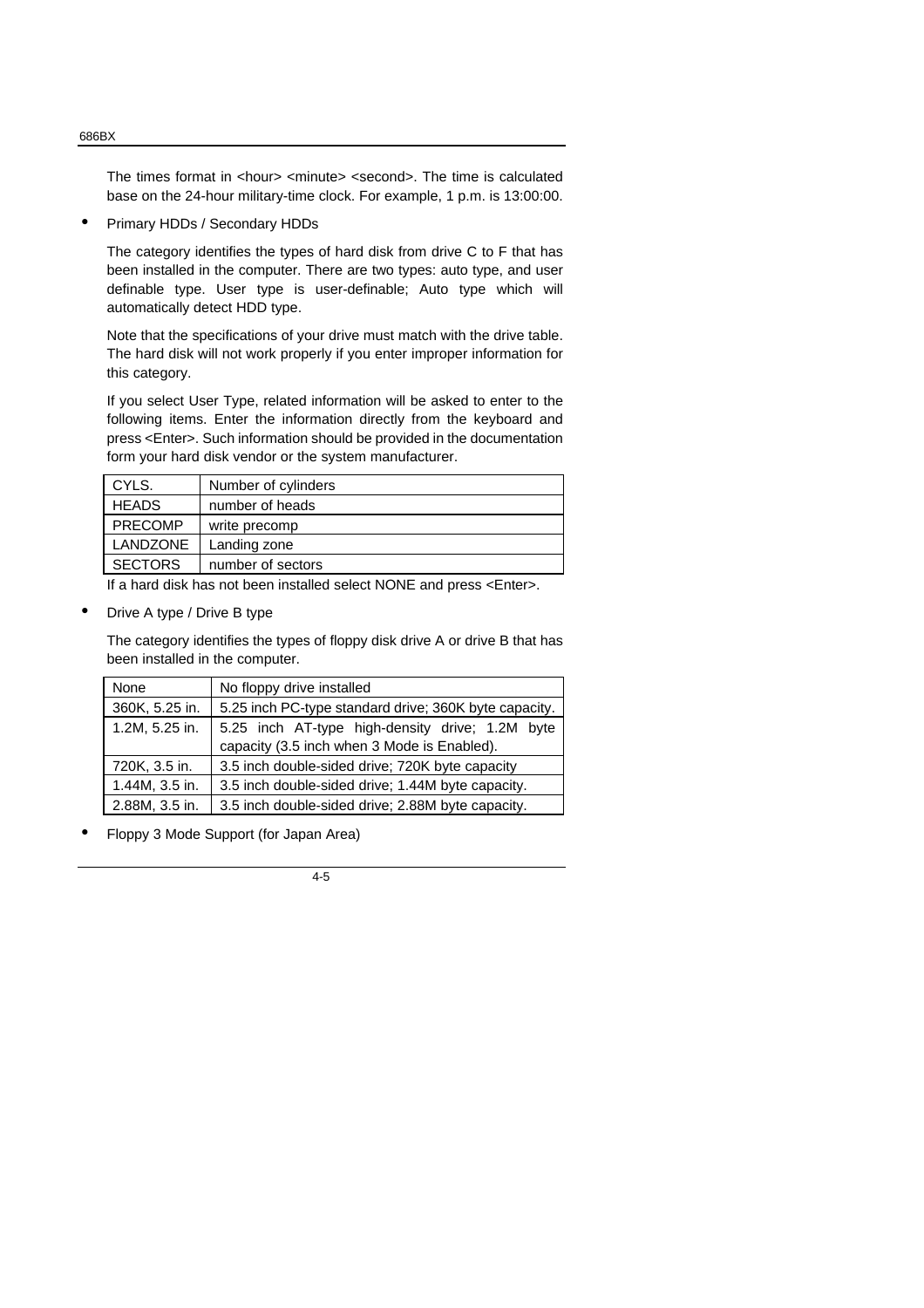The times format in <hour> <minute> <second>. The time is calculated base on the 24-hour military-time clock. For example, 1 p.m. is 13:00:00.

- Primary HDDs / Secondary HDDs

  The category identifies the types of hard disk from drive C to F that has been installed in the computer. There are two types: auto type, and user definable type. User type is user-definable; Auto type which will automatically detect HDD type.

  Note that the specifications of your drive must match with the drive table. The hard disk will not work properly if you enter improper information for this category.

  If you select User Type, related information will be asked to enter to the following items. Enter the information directly from the keyboard and press <Enter>. Such information should be provided in the documentation form your hard disk vendor or the system manufacturer.

| | |
|---|---|
| CYLS. | Number of cylinders |
| HEADS | number of heads |
| PRECOMP | write precomp |
| LANDZONE | Landing zone |
| SECTORS | number of sectors |

  If a hard disk has not been installed select NONE and press <Enter>.

- Drive A type / Drive B type

  The category identifies the types of floppy disk drive A or drive B that has been installed in the computer.

| | |
|---|---|
| None | No floppy drive installed |
| 360K, 5.25 in. | 5.25 inch PC-type standard drive; 360K byte capacity. |
| 1.2M, 5.25 in. | 5.25 inch AT-type high-density drive; 1.2M byte capacity (3.5 inch when 3 Mode is Enabled). |
| 720K, 3.5 in. | 3.5 inch double-sided drive; 720K byte capacity |
| 1.44M, 3.5 in. | 3.5 inch double-sided drive; 1.44M byte capacity. |
| 2.88M, 3.5 in. | 3.5 inch double-sided drive; 2.88M byte capacity. |

- Floppy 3 Mode Support (for Japan Area)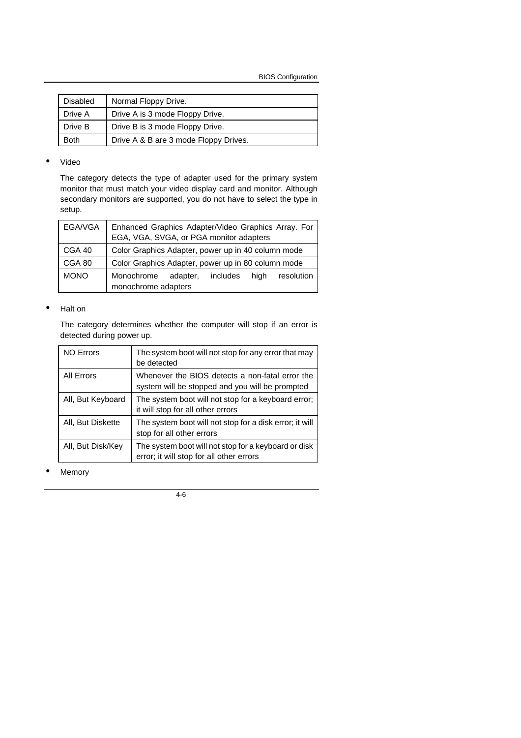| Disabled | Normal Floppy Drive. |
|---|---|
| Drive A | Drive A is 3 mode Floppy Drive. |
| Drive B | Drive B is 3 mode Floppy Drive. |
| Both | Drive A & B are 3 mode Floppy Drives. |

- Video

  The category detects the type of adapter used for the primary system monitor that must match your video display card and monitor. Although secondary monitors are supported, you do not have to select the type in setup.

| EGA/VGA | Enhanced Graphics Adapter/Video Graphics Array. For EGA, VGA, SVGA, or PGA monitor adapters |
|---|---|
| CGA 40 | Color Graphics Adapter, power up in 40 column mode |
| CGA 80 | Color Graphics Adapter, power up in 80 column mode |
| MONO | Monochrome adapter, includes high resolution monochrome adapters |

- Halt on

  The category determines whether the computer will stop if an error is detected during power up.

| NO Errors | The system boot will not stop for any error that may be detected |
|---|---|
| All Errors | Whenever the BIOS detects a non-fatal error the system will be stopped and you will be prompted |
| All, But Keyboard | The system boot will not stop for a keyboard error; it will stop for all other errors |
| All, But Diskette | The system boot will not stop for a disk error; it will stop for all other errors |
| All, But Disk/Key | The system boot will not stop for a keyboard or disk error; it will stop for all other errors |

- Memory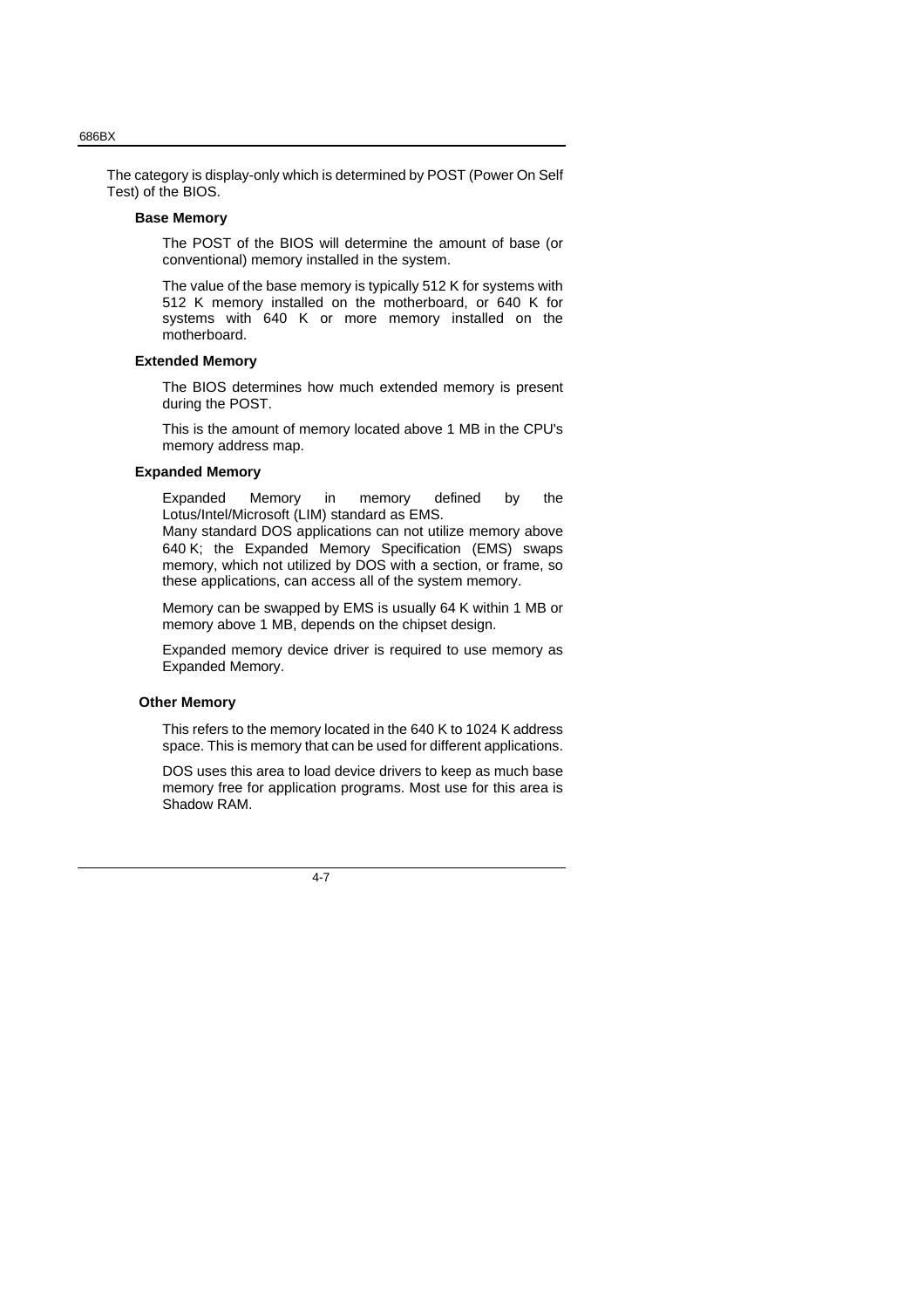The category is display-only which is determined by POST (Power On Self Test) of the BIOS.

**Base Memory**

The POST of the BIOS will determine the amount of base (or conventional) memory installed in the system.

The value of the base memory is typically 512 K for systems with 512 K memory installed on the motherboard, or 640 K for systems with 640 K or more memory installed on the motherboard.

**Extended Memory**

The BIOS determines how much extended memory is present during the POST.

This is the amount of memory located above 1 MB in the CPU's memory address map.

**Expanded Memory**

Expanded Memory in memory defined by the Lotus/Intel/Microsoft (LIM) standard as EMS.
Many standard DOS applications can not utilize memory above 640 K; the Expanded Memory Specification (EMS) swaps memory, which not utilized by DOS with a section, or frame, so these applications, can access all of the system memory.

Memory can be swapped by EMS is usually 64 K within 1 MB or memory above 1 MB, depends on the chipset design.

Expanded memory device driver is required to use memory as Expanded Memory.

**Other Memory**

This refers to the memory located in the 640 K to 1024 K address space. This is memory that can be used for different applications.

DOS uses this area to load device drivers to keep as much base memory free for application programs. Most use for this area is Shadow RAM.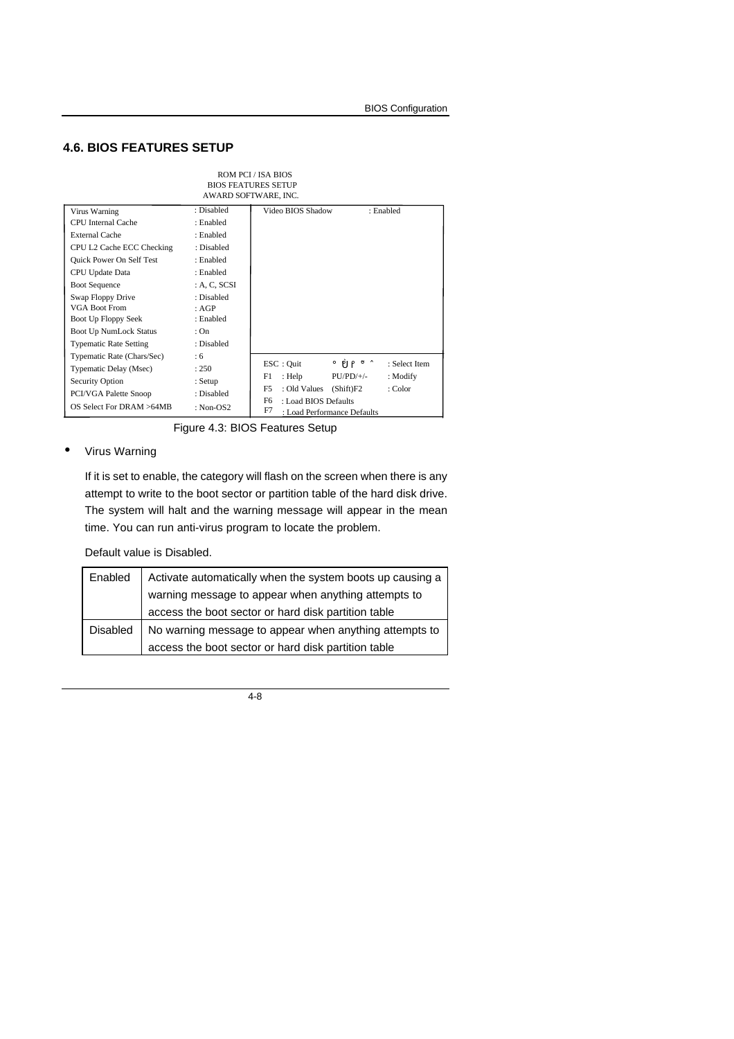## 4.6. BIOS FEATURES SETUP

ROM PCI / ISA BIOS
BIOS FEATURES SETUP
AWARD SOFTWARE, INC.

| | | | |
|---|---|---|---|
| Virus Warning | : Disabled | Video BIOS Shadow | : Enabled |
| CPU Internal Cache | : Enabled | | |
| External Cache | : Enabled | | |
| CPU L2 Cache ECC Checking | : Disabled | | |
| Quick Power On Self Test | : Enabled | | |
| CPU Update Data | : Enabled | | |
| Boot Sequence | : A, C, SCSI | | |
| Swap Floppy Drive | : Disabled | | |
| VGA Boot From | : AGP | | |
| Boot Up Floppy Seek | : Enabled | | |
| Boot Up NumLock Status | : On | | |
| Typematic Rate Setting | : Disabled | | |
| Typematic Rate (Chars/Sec) | : 6 | ESC : Quit ↑↓→← : Select Item | |
| Typematic Delay (Msec) | : 250 | F1 : Help PU/PD/+/- : Modify | |
| Security Option | : Setup | F5 : Old Values (Shift)F2 : Color | |
| PCI/VGA Palette Snoop | : Disabled | F6 : Load BIOS Defaults | |
| OS Select For DRAM >64MB | : Non-OS2 | F7 : Load Performance Defaults | |

Figure 4.3: BIOS Features Setup

- Virus Warning

If it is set to enable, the category will flash on the screen when there is any attempt to write to the boot sector or partition table of the hard disk drive. The system will halt and the warning message will appear in the mean time. You can run anti-virus program to locate the problem.

Default value is Disabled.

| | |
|---|---|
| Enabled | Activate automatically when the system boots up causing a warning message to appear when anything attempts to access the boot sector or hard disk partition table |
| Disabled | No warning message to appear when anything attempts to access the boot sector or hard disk partition table |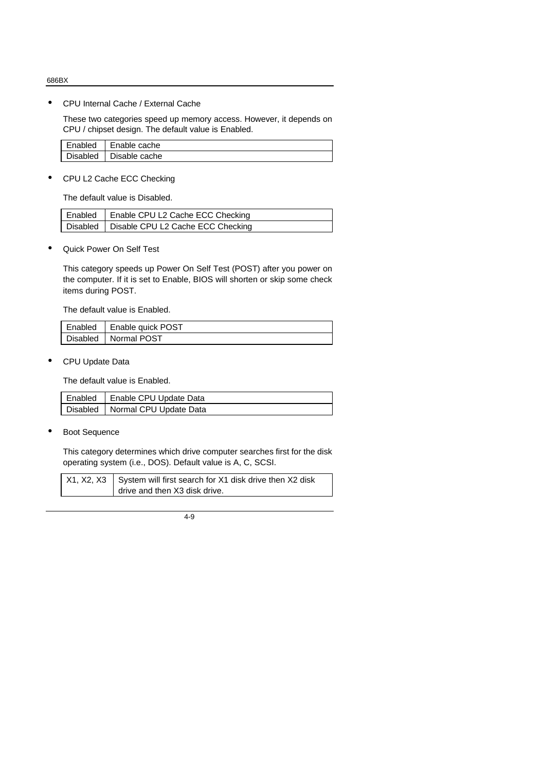- CPU Internal Cache / External Cache

  These two categories speed up memory access. However, it depends on CPU / chipset design. The default value is Enabled.

| Enabled | Enable cache |
|---|---|
| Disabled | Disable cache |

- CPU L2 Cache ECC Checking

  The default value is Disabled.

| Enabled | Enable CPU L2 Cache ECC Checking |
|---|---|
| Disabled | Disable CPU L2 Cache ECC Checking |

- Quick Power On Self Test

  This category speeds up Power On Self Test (POST) after you power on the computer. If it is set to Enable, BIOS will shorten or skip some check items during POST.

  The default value is Enabled.

| Enabled | Enable quick POST |
|---|---|
| Disabled | Normal POST |

- CPU Update Data

  The default value is Enabled.

| Enabled | Enable CPU Update Data |
|---|---|
| Disabled | Normal CPU Update Data |

- Boot Sequence

  This category determines which drive computer searches first for the disk operating system (i.e., DOS). Default value is A, C, SCSI.

| X1, X2, X3 | System will first search for X1 disk drive then X2 disk drive and then X3 disk drive. |
|---|---|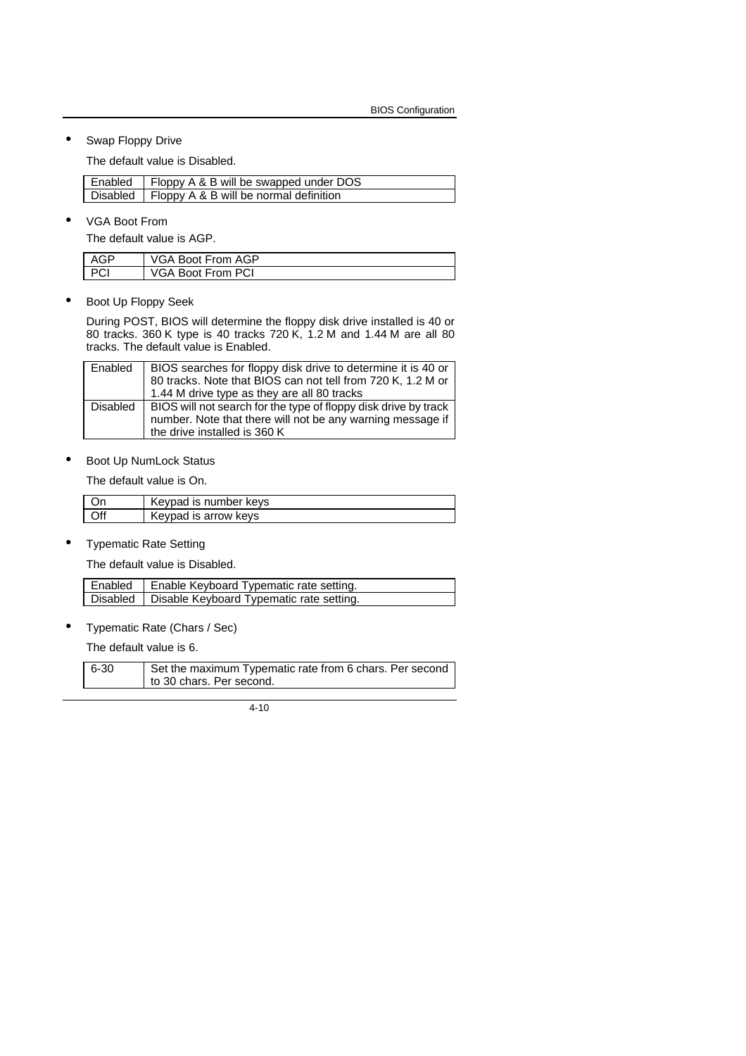- Swap Floppy Drive

  The default value is Disabled.

| Enabled | Floppy A & B will be swapped under DOS |
|---|---|
| Disabled | Floppy A & B will be normal definition |

- VGA Boot From

  The default value is AGP.

| AGP | VGA Boot From AGP |
|---|---|
| PCI | VGA Boot From PCI |

- Boot Up Floppy Seek

  During POST, BIOS will determine the floppy disk drive installed is 40 or 80 tracks. 360 K type is 40 tracks 720 K, 1.2 M and 1.44 M are all 80 tracks. The default value is Enabled.

| Enabled | BIOS searches for floppy disk drive to determine it is 40 or 80 tracks. Note that BIOS can not tell from 720 K, 1.2 M or 1.44 M drive type as they are all 80 tracks |
|---|---|
| Disabled | BIOS will not search for the type of floppy disk drive by track number. Note that there will not be any warning message if the drive installed is 360 K |

- Boot Up NumLock Status

  The default value is On.

| On | Keypad is number keys |
|---|---|
| Off | Keypad is arrow keys |

- Typematic Rate Setting

  The default value is Disabled.

| Enabled | Enable Keyboard Typematic rate setting. |
|---|---|
| Disabled | Disable Keyboard Typematic rate setting. |

- Typematic Rate (Chars / Sec)

  The default value is 6.

| 6-30 | Set the maximum Typematic rate from 6 chars. Per second to 30 chars. Per second. |
|---|---|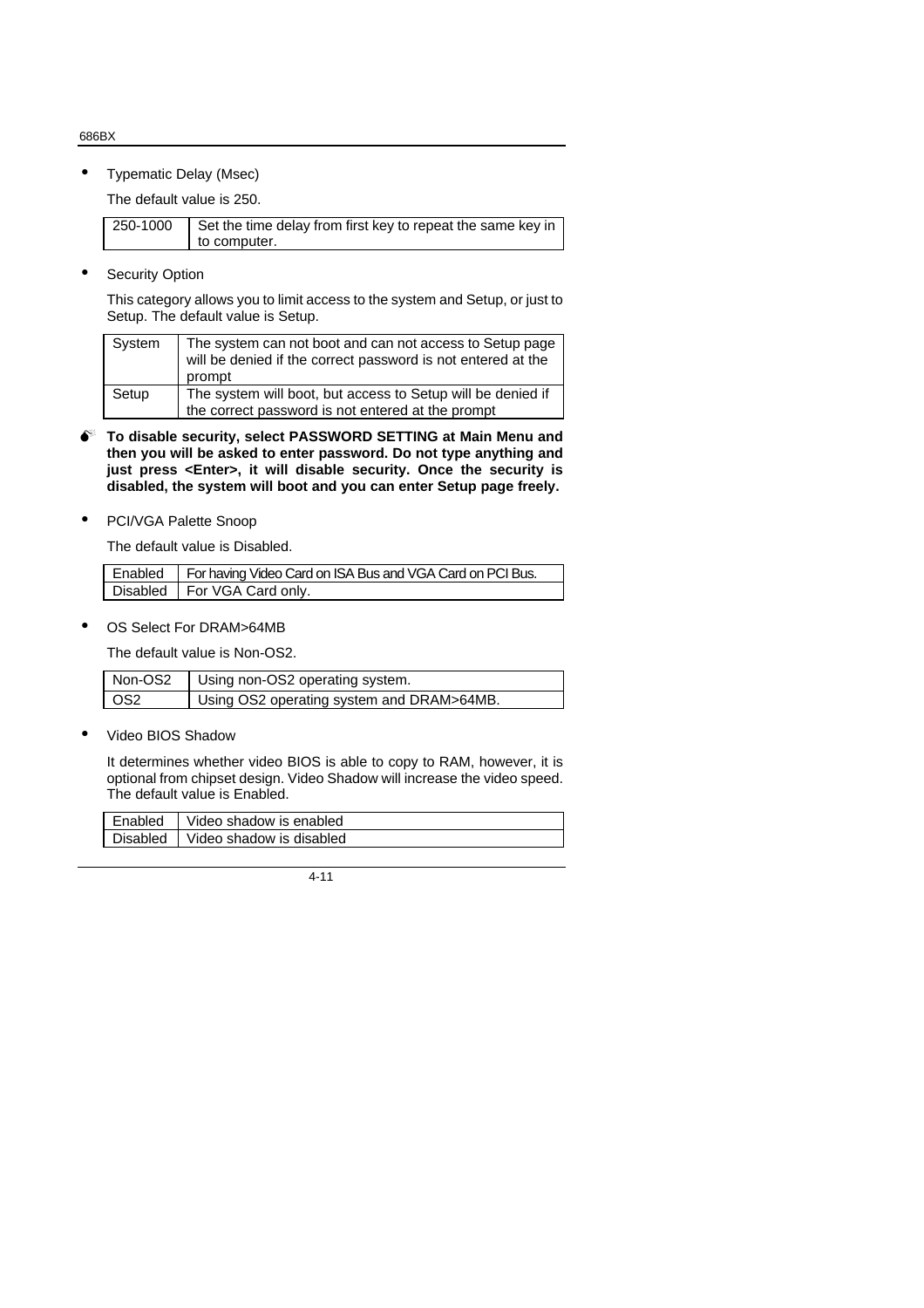- Typematic Delay (Msec)

  The default value is 250.

| 250-1000 | Set the time delay from first key to repeat the same key in to computer. |
|---|---|

- Security Option

  This category allows you to limit access to the system and Setup, or just to Setup. The default value is Setup.

| System | The system can not boot and can not access to Setup page will be denied if the correct password is not entered at the prompt |
|---|---|
| Setup | The system will boot, but access to Setup will be denied if the correct password is not entered at the prompt |

**To disable security, select PASSWORD SETTING at Main Menu and then you will be asked to enter password. Do not type anything and just press <Enter>, it will disable security. Once the security is disabled, the system will boot and you can enter Setup page freely.**

- PCI/VGA Palette Snoop

  The default value is Disabled.

| Enabled | For having Video Card on ISA Bus and VGA Card on PCI Bus. |
|---|---|
| Disabled | For VGA Card only. |

- OS Select For DRAM>64MB

  The default value is Non-OS2.

| Non-OS2 | Using non-OS2 operating system. |
|---|---|
| OS2 | Using OS2 operating system and DRAM>64MB. |

- Video BIOS Shadow

  It determines whether video BIOS is able to copy to RAM, however, it is optional from chipset design. Video Shadow will increase the video speed. The default value is Enabled.

| Enabled | Video shadow is enabled |
|---|---|
| Disabled | Video shadow is disabled |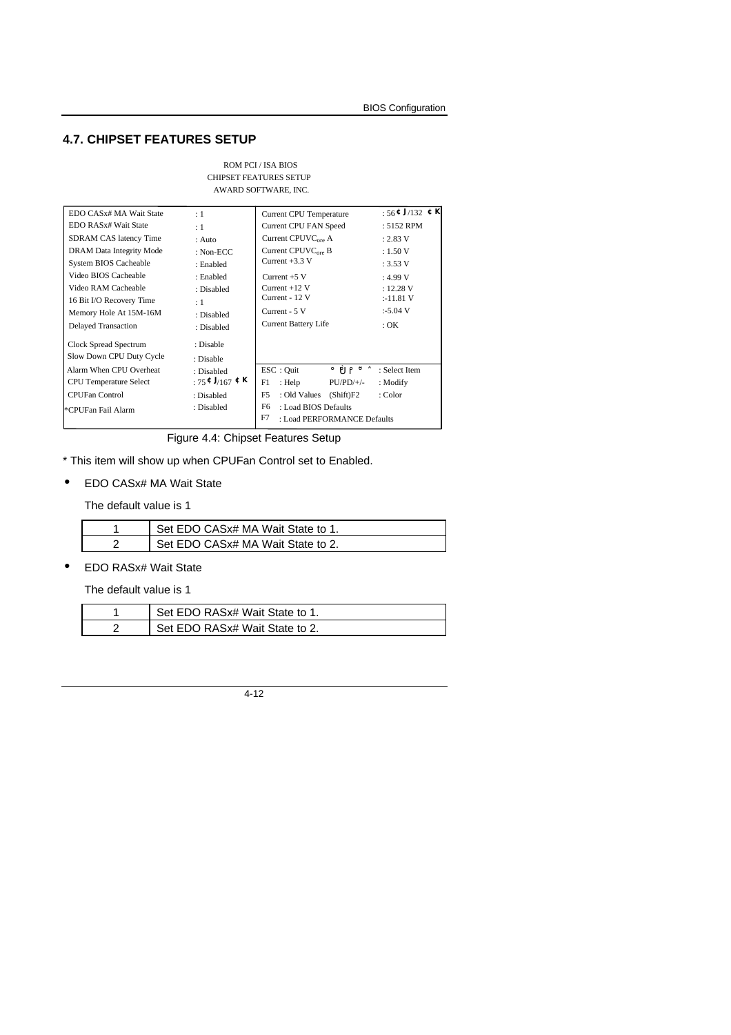## 4.7. CHIPSET FEATURES SETUP

ROM PCI / ISA BIOS
CHIPSET FEATURES SETUP
AWARD SOFTWARE, INC.

| | | | |
|---|---|---|---|
| EDO CASx# MA Wait State | : 1 | Current CPU Temperature | : 56°C/132°F |
| EDO RASx# Wait State | : 1 | Current CPU FAN Speed | : 5152 RPM |
| SDRAM CAS latency Time | : Auto | Current CPUVCore A | : 2.83 V |
| DRAM Data Integrity Mode | : Non-ECC | Current CPUVCore B | : 1.50 V |
| System BIOS Cacheable | : Enabled | Current +3.3 V | : 3.53 V |
| Video BIOS Cacheable | : Enabled | Current +5 V | : 4.99 V |
| Video RAM Cacheable | : Disabled | Current +12 V | : 12.28 V |
| 16 Bit I/O Recovery Time | : 1 | Current - 12 V | :-11.81 V |
| Memory Hole At 15M-16M | : Disabled | Current - 5 V | :-5.04 V |
| Delayed Transaction | : Disabled | Current Battery Life | : OK |
| Clock Spread Spectrum | : Disable | | |
| Slow Down CPU Duty Cycle | : Disable | | |
| Alarm When CPU Overheat | : Disabled | ESC : Quit ↑↓→← : Select Item | |
| CPU Temperature Select | : 75°C/167°F | F1 : Help PU/PD/+/- : Modify | |
| CPUFan Control | : Disabled | F5 : Old Values (Shift)F2 : Color | |
| *CPUFan Fail Alarm | : Disabled | F6 : Load BIOS Defaults | |
| | | F7 : Load PERFORMANCE Defaults | |

Figure 4.4: Chipset Features Setup

* This item will show up when CPUFan Control set to Enabled.

- EDO CASx# MA Wait State

  The default value is 1

| | |
|---|---|
| 1 | Set EDO CASx# MA Wait State to 1. |
| 2 | Set EDO CASx# MA Wait State to 2. |

- EDO RASx# Wait State

  The default value is 1

| | |
|---|---|
| 1 | Set EDO RASx# Wait State to 1. |
| 2 | Set EDO RASx# Wait State to 2. |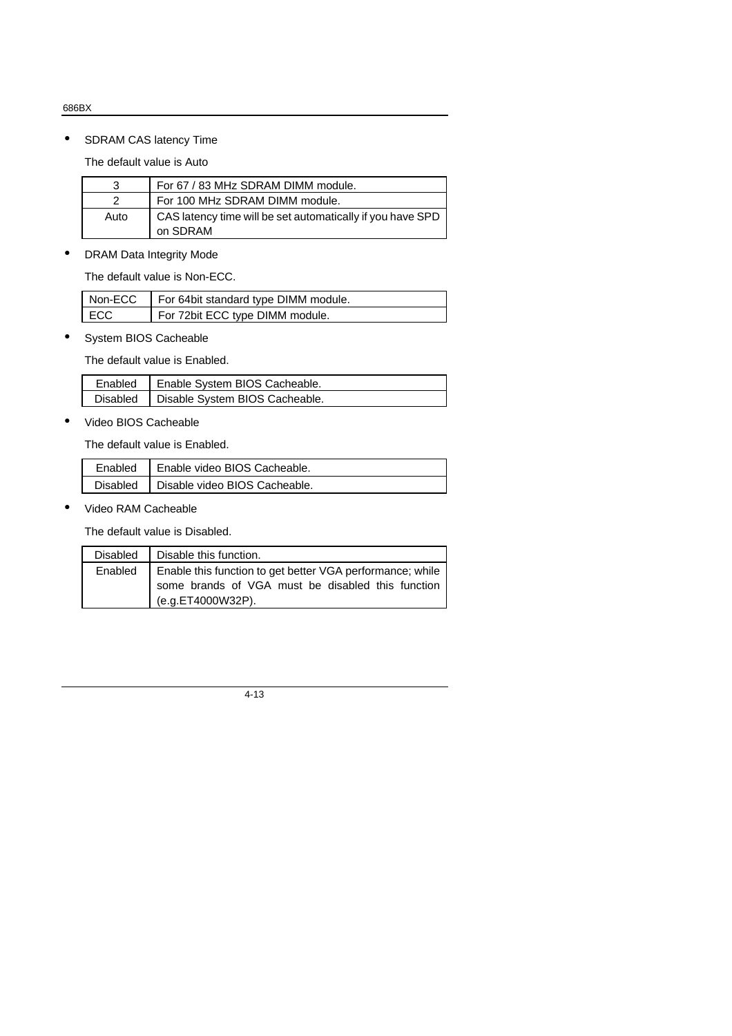- SDRAM CAS latency Time

  The default value is Auto

| 3 | For 67 / 83 MHz SDRAM DIMM module. |
|---|---|
| 2 | For 100 MHz SDRAM DIMM module. |
| Auto | CAS latency time will be set automatically if you have SPD on SDRAM |

- DRAM Data Integrity Mode

  The default value is Non-ECC.

| Non-ECC | For 64bit standard type DIMM module. |
|---|---|
| ECC | For 72bit ECC type DIMM module. |

- System BIOS Cacheable

  The default value is Enabled.

| Enabled | Enable System BIOS Cacheable. |
|---|---|
| Disabled | Disable System BIOS Cacheable. |

- Video BIOS Cacheable

  The default value is Enabled.

| Enabled | Enable video BIOS Cacheable. |
|---|---|
| Disabled | Disable video BIOS Cacheable. |

- Video RAM Cacheable

  The default value is Disabled.

| Disabled | Disable this function. |
|---|---|
| Enabled | Enable this function to get better VGA performance; while some brands of VGA must be disabled this function (e.g.ET4000W32P). |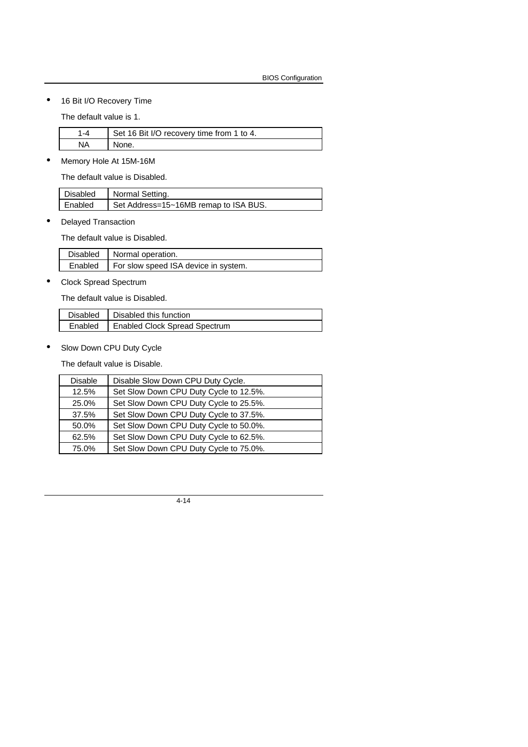- 16 Bit I/O Recovery Time

  The default value is 1.

| 1-4 | Set 16 Bit I/O recovery time from 1 to 4. |
|---|---|
| NA | None. |

- Memory Hole At 15M-16M

  The default value is Disabled.

| Disabled | Normal Setting. |
|---|---|
| Enabled | Set Address=15~16MB remap to ISA BUS. |

- Delayed Transaction

  The default value is Disabled.

| Disabled | Normal operation. |
|---|---|
| Enabled | For slow speed ISA device in system. |

- Clock Spread Spectrum

  The default value is Disabled.

| Disabled | Disabled this function |
|---|---|
| Enabled | Enabled Clock Spread Spectrum |

- Slow Down CPU Duty Cycle

  The default value is Disable.

| Disable | Disable Slow Down CPU Duty Cycle. |
|---|---|
| 12.5% | Set Slow Down CPU Duty Cycle to 12.5%. |
| 25.0% | Set Slow Down CPU Duty Cycle to 25.5%. |
| 37.5% | Set Slow Down CPU Duty Cycle to 37.5%. |
| 50.0% | Set Slow Down CPU Duty Cycle to 50.0%. |
| 62.5% | Set Slow Down CPU Duty Cycle to 62.5%. |
| 75.0% | Set Slow Down CPU Duty Cycle to 75.0%. |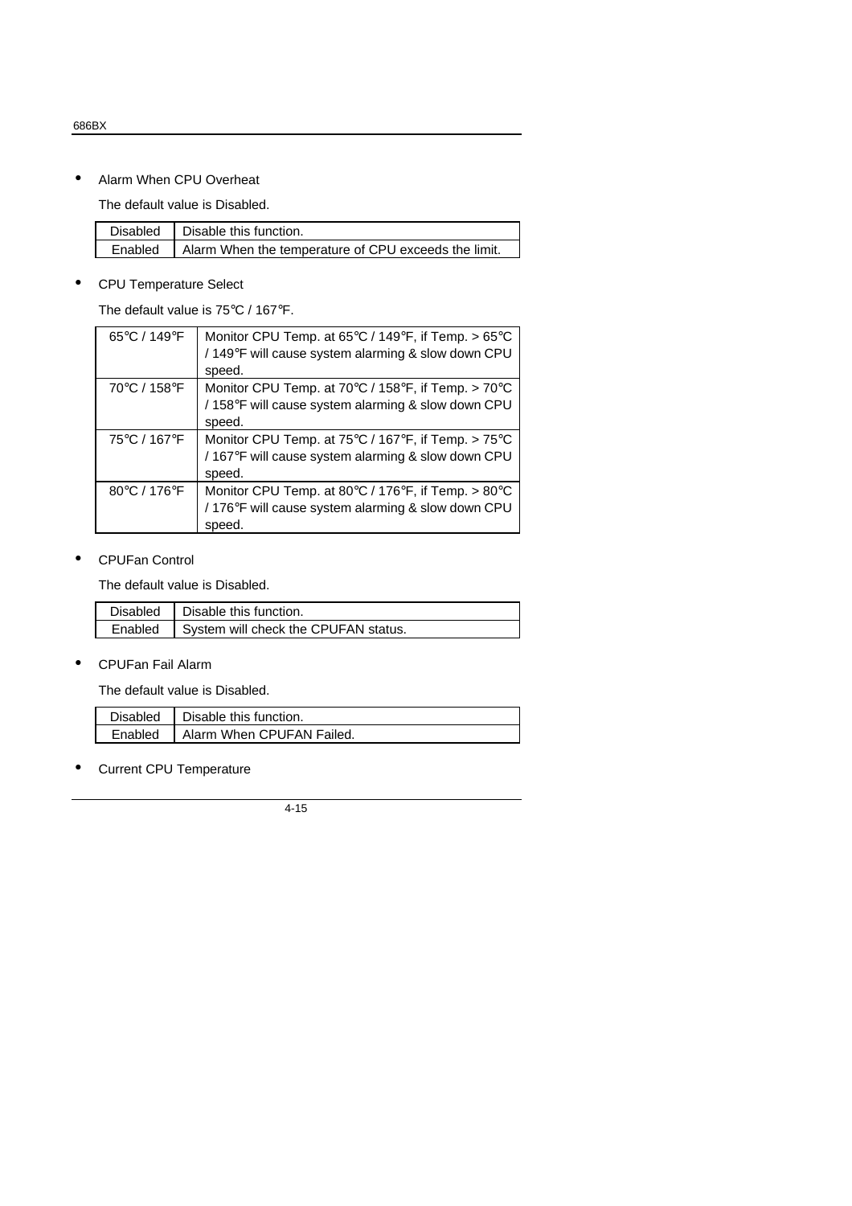- Alarm When CPU Overheat

  The default value is Disabled.

| Disabled | Disable this function. |
|---|---|
| Enabled | Alarm When the temperature of CPU exceeds the limit. |

- CPU Temperature Select

  The default value is 75℃ / 167℉.

| 65℃ / 149℉ | Monitor CPU Temp. at 65℃ / 149℉, if Temp. > 65℃ / 149℉ will cause system alarming & slow down CPU speed. |
|---|---|
| 70℃ / 158℉ | Monitor CPU Temp. at 70℃ / 158℉, if Temp. > 70℃ / 158℉ will cause system alarming & slow down CPU speed. |
| 75℃ / 167℉ | Monitor CPU Temp. at 75℃ / 167℉, if Temp. > 75℃ / 167℉ will cause system alarming & slow down CPU speed. |
| 80℃ / 176℉ | Monitor CPU Temp. at 80℃ / 176℉, if Temp. > 80℃ / 176℉ will cause system alarming & slow down CPU speed. |

- CPUFan Control

  The default value is Disabled.

| Disabled | Disable this function. |
|---|---|
| Enabled | System will check the CPUFAN status. |

- CPUFan Fail Alarm

  The default value is Disabled.

| Disabled | Disable this function. |
|---|---|
| Enabled | Alarm When CPUFAN Failed. |

- Current CPU Temperature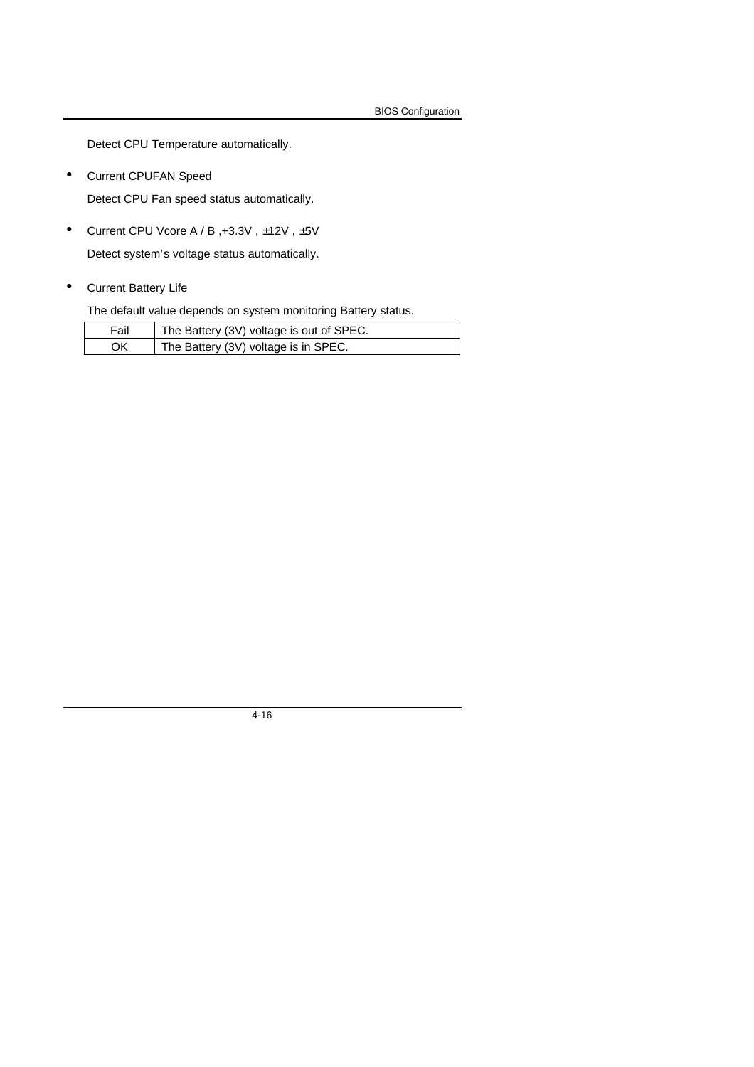Detect CPU Temperature automatically.

- Current CPUFAN Speed

  Detect CPU Fan speed status automatically.

- Current CPU Vcore A / B ,+3.3V , ±12V , ±5V

  Detect system's voltage status automatically.

- Current Battery Life

  The default value depends on system monitoring Battery status.

| Fail | The Battery (3V) voltage is out of SPEC. |
|---|---|
| OK | The Battery (3V) voltage is in SPEC. |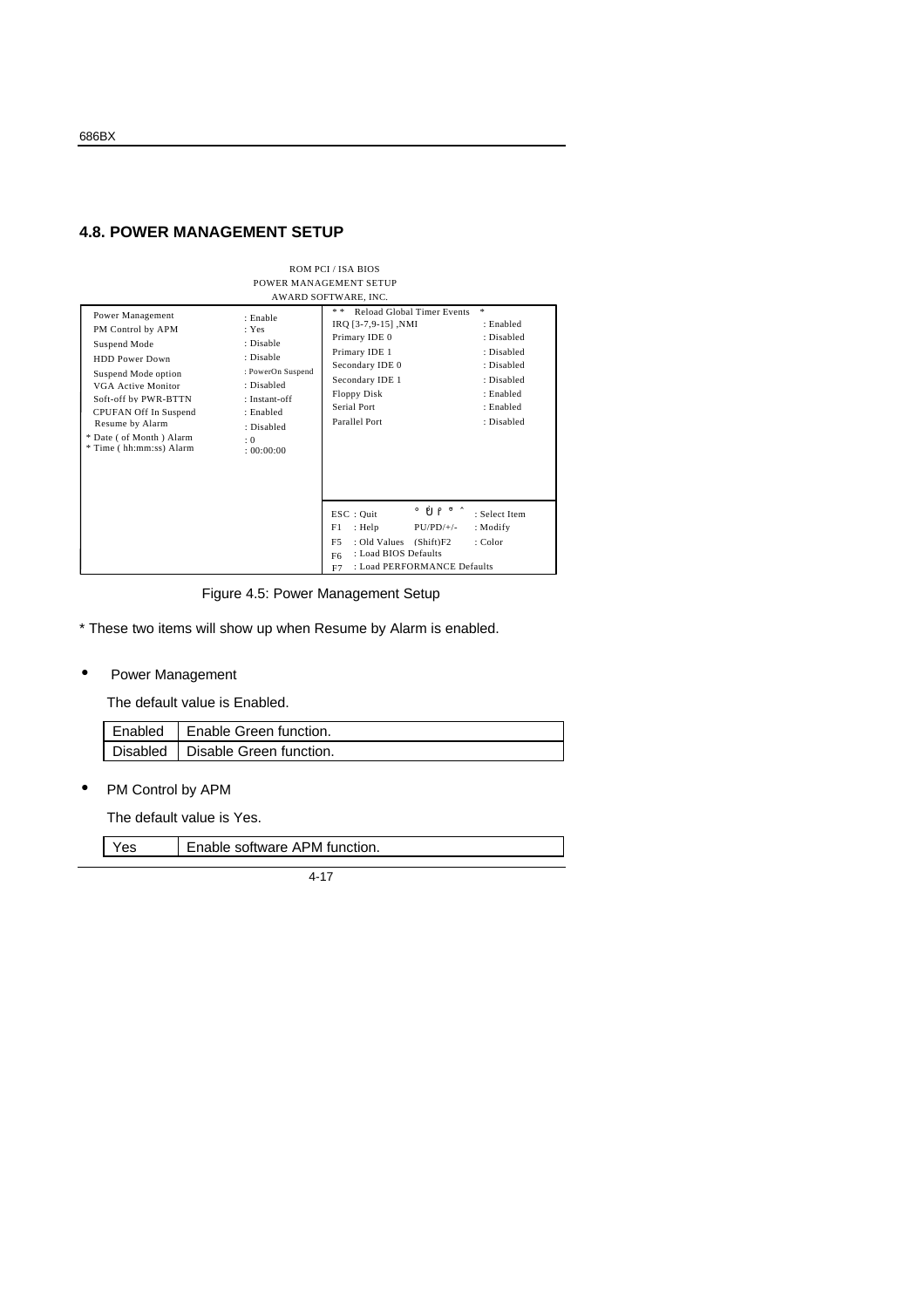## 4.8. POWER MANAGEMENT SETUP

```
                         ROM PCI / ISA BIOS
                       POWER MANAGEMENT SETUP
                        AWARD SOFTWARE, INC.

Power Management          : Enable            * *  Reload Global Timer Events  *
PM Control by APM         : Yes               IRQ [3-7,9-15] ,NMI      : Enabled
Suspend Mode              : Disable           Primary IDE 0            : Disabled
HDD Power Down            : Disable           Primary IDE 1            : Disabled
Suspend Mode option       : PowerOn Suspend   Secondary IDE 0          : Disabled
VGA Active Monitor        : Disabled          Secondary IDE 1          : Disabled
Soft-off by PWR-BTTN      : Instant-off       Floppy Disk              : Enabled
CPUFAN Off In Suspend     : Enabled           Serial Port              : Enabled
Resume by Alarm           : Disabled          Parallel Port            : Disabled
* Date ( of Month ) Alarm : 0
* Time ( hh:mm:ss) Alarm  : 00:00:00

                                              ESC : Quit                 : Select Item
                                              F1  : Help     PU/PD/+/-   : Modify
                                              F5  : Old Values (Shift)F2 : Color
                                              F6  : Load BIOS Defaults
                                              F7  : Load PERFORMANCE Defaults
```

Figure 4.5: Power Management Setup

* These two items will show up when Resume by Alarm is enabled.

- Power Management

The default value is Enabled.

| Enabled | Enable Green function. |
|---|---|
| Disabled | Disable Green function. |

- PM Control by APM

The default value is Yes.

| Yes | Enable software APM function. |
|---|---|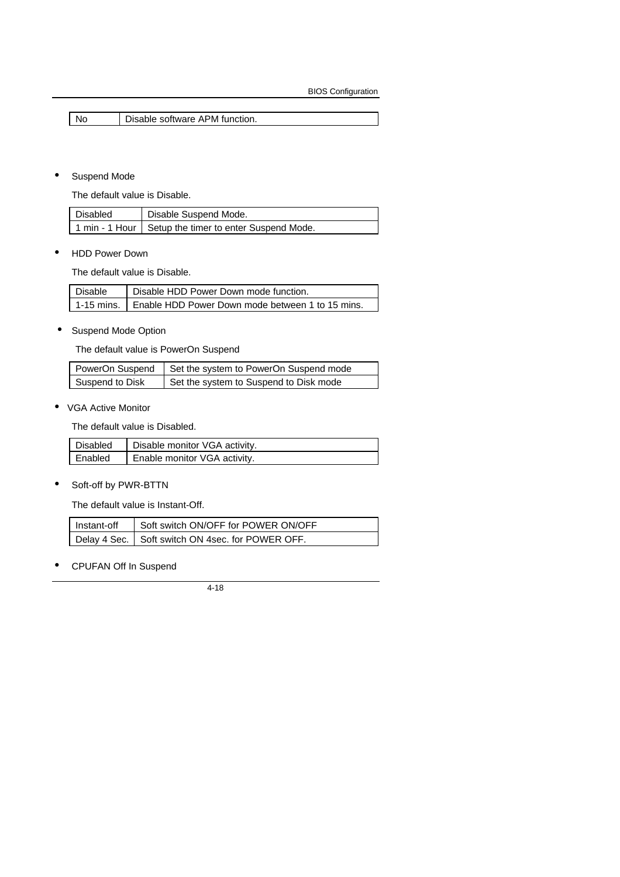| No | Disable software APM function. |
|---|---|

- Suspend Mode

  The default value is Disable.

| Disabled | Disable Suspend Mode. |
|---|---|
| 1 min - 1 Hour | Setup the timer to enter Suspend Mode. |

- HDD Power Down

  The default value is Disable.

| Disable | Disable HDD Power Down mode function. |
|---|---|
| 1-15 mins. | Enable HDD Power Down mode between 1 to 15 mins. |

- Suspend Mode Option

  The default value is PowerOn Suspend

| PowerOn Suspend | Set the system to PowerOn Suspend mode |
|---|---|
| Suspend to Disk | Set the system to Suspend to Disk mode |

- VGA Active Monitor

  The default value is Disabled.

| Disabled | Disable monitor VGA activity. |
|---|---|
| Enabled | Enable monitor VGA activity. |

- Soft-off by PWR-BTTN

  The default value is Instant-Off.

| Instant-off | Soft switch ON/OFF for POWER ON/OFF |
|---|---|
| Delay 4 Sec. | Soft switch ON 4sec. for POWER OFF. |

- CPUFAN Off In Suspend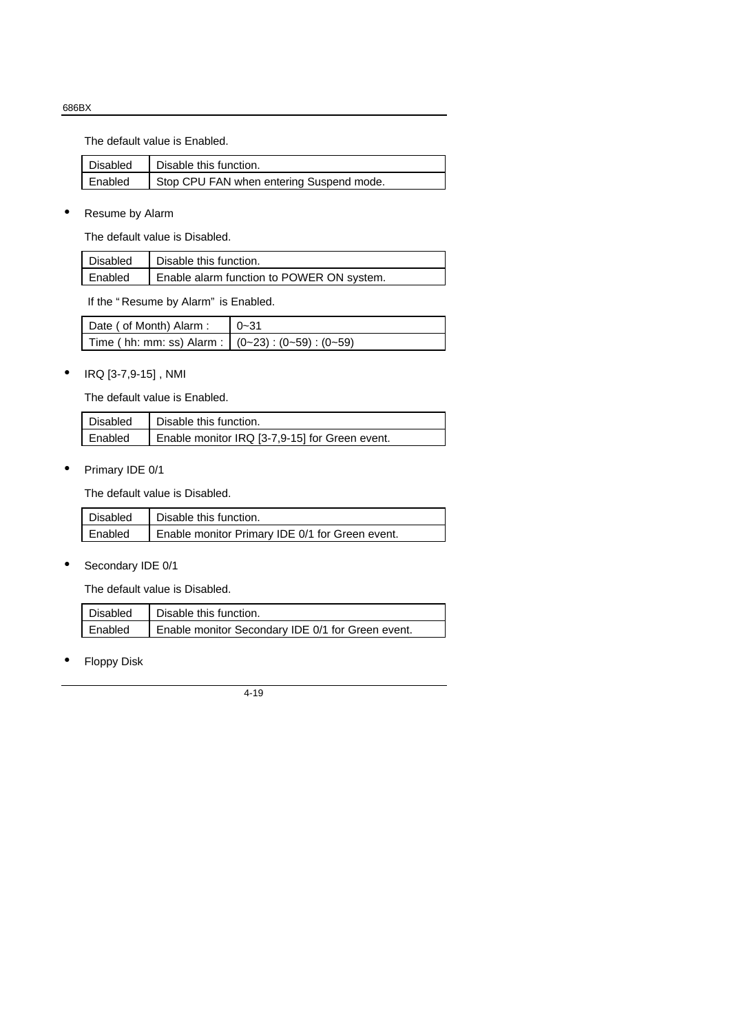The default value is Enabled.

| Disabled | Disable this function. |
|---|---|
| Enabled | Stop CPU FAN when entering Suspend mode. |

- Resume by Alarm

  The default value is Disabled.

| Disabled | Disable this function. |
|---|---|
| Enabled | Enable alarm function to POWER ON system. |

  If the "Resume by Alarm" is Enabled.

| Date ( of Month) Alarm : | 0~31 |
|---|---|
| Time ( hh: mm: ss) Alarm : | (0~23) : (0~59) : (0~59) |

- IRQ [3-7,9-15] , NMI

  The default value is Enabled.

| Disabled | Disable this function. |
|---|---|
| Enabled | Enable monitor IRQ [3-7,9-15] for Green event. |

- Primary IDE 0/1

  The default value is Disabled.

| Disabled | Disable this function. |
|---|---|
| Enabled | Enable monitor Primary IDE 0/1 for Green event. |

- Secondary IDE 0/1

  The default value is Disabled.

| Disabled | Disable this function. |
|---|---|
| Enabled | Enable monitor Secondary IDE 0/1 for Green event. |

- Floppy Disk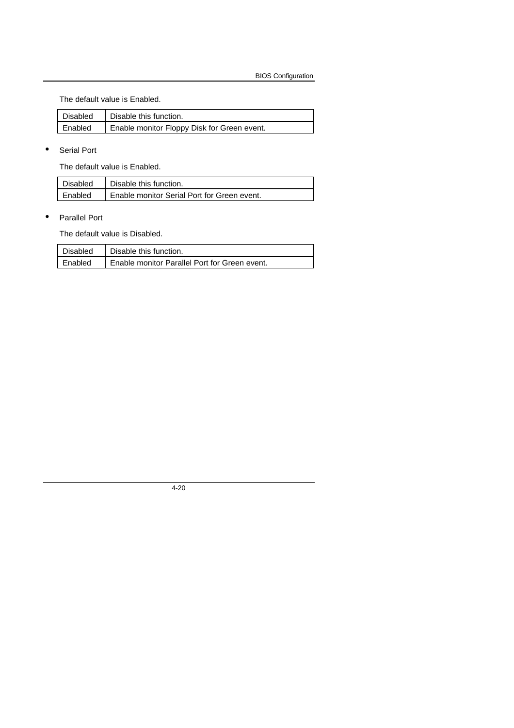The default value is Enabled.

| Disabled | Disable this function. |
|---|---|
| Enabled | Enable monitor Floppy Disk for Green event. |

- Serial Port

  The default value is Enabled.

| Disabled | Disable this function. |
|---|---|
| Enabled | Enable monitor Serial Port for Green event. |

- Parallel Port

  The default value is Disabled.

| Disabled | Disable this function. |
|---|---|
| Enabled | Enable monitor Parallel Port for Green event. |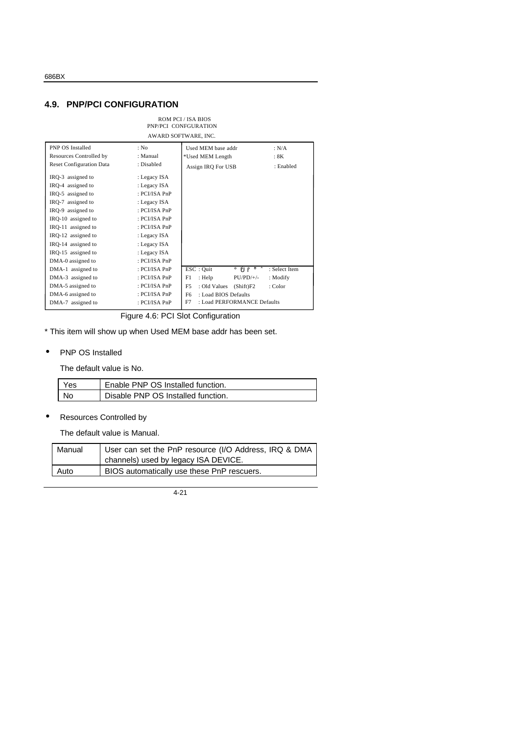## 4.9. PNP/PCI CONFIGURATION

```
                         ROM PCI / ISA BIOS
                        PNP/PCI  CONFGURATION
                        AWARD SOFTWARE, INC.

PNP OS Installed          : No            Used MEM base addr        : N/A
Resources Controlled by   : Manual       *Used MEM Length           : 8K
Reset Configuration Data  : Disabled      Assign IRQ For USB        : Enabled

IRQ-3  assigned to        : Legacy ISA
IRQ-4  assigned to        : Legacy ISA
IRQ-5  assigned to        : PCI/ISA PnP
IRQ-7  assigned to        : Legacy ISA
IRQ-9  assigned to        : PCI/ISA PnP
IRQ-10  assigned to       : PCI/ISA PnP
IRQ-11  assigned to       : PCI/ISA PnP
IRQ-12  assigned to       : Legacy ISA
IRQ-14  assigned to       : Legacy ISA
IRQ-15  assigned to       : Legacy ISA
DMA-0 assigned to         : PCI/ISA PnP
DMA-1  assigned to        : PCI/ISA PnP   ESC : Quit        ↑↓→←        : Select Item
DMA-3  assigned to        : PCI/ISA PnP   F1  : Help        PU/PD/+/-   : Modify
DMA-5 assigned to         : PCI/ISA PnP   F5  : Old Values  (Shift)F2   : Color
DMA-6 assigned to         : PCI/ISA PnP   F6  : Load BIOS Defaults
DMA-7  assigned to        : PCI/ISA PnP   F7  : Load PERFORMANCE Defaults
```

Figure 4.6: PCI Slot Configuration

* This item will show up when Used MEM base addr has been set.

- PNP OS Installed

  The default value is No.

| Yes | Enable PNP OS Installed function. |
|---|---|
| No | Disable PNP OS Installed function. |

- Resources Controlled by

  The default value is Manual.

| Manual | User can set the PnP resource (I/O Address, IRQ & DMA channels) used by legacy ISA DEVICE. |
|---|---|
| Auto | BIOS automatically use these PnP rescuers. |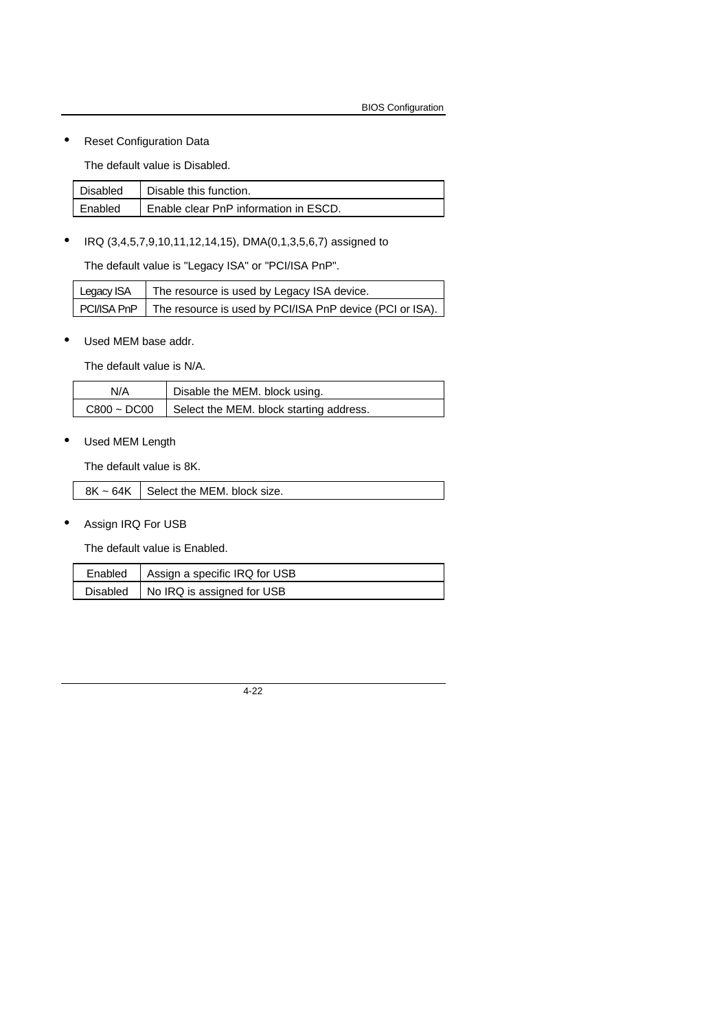- Reset Configuration Data

  The default value is Disabled.

| Disabled | Disable this function. |
|---|---|
| Enabled | Enable clear PnP information in ESCD. |

- IRQ (3,4,5,7,9,10,11,12,14,15), DMA(0,1,3,5,6,7) assigned to

  The default value is "Legacy ISA" or "PCI/ISA PnP".

| Legacy ISA | The resource is used by Legacy ISA device. |
|---|---|
| PCI/ISA PnP | The resource is used by PCI/ISA PnP device (PCI or ISA). |

- Used MEM base addr.

  The default value is N/A.

| N/A | Disable the MEM. block using. |
|---|---|
| C800 ~ DC00 | Select the MEM. block starting address. |

- Used MEM Length

  The default value is 8K.

| 8K ~ 64K | Select the MEM. block size. |
|---|---|

- Assign IRQ For USB

  The default value is Enabled.

| Enabled | Assign a specific IRQ for USB |
|---|---|
| Disabled | No IRQ is assigned for USB |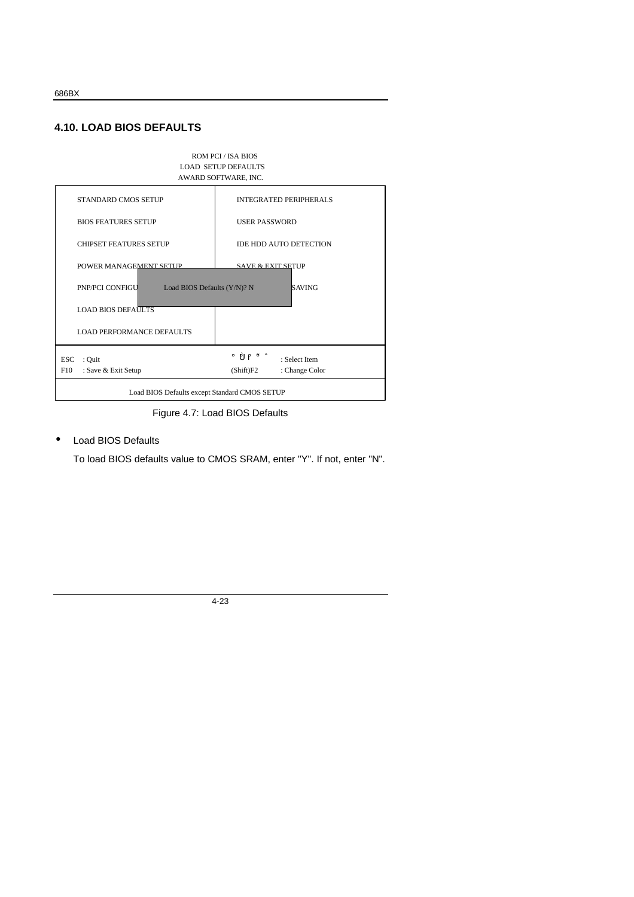## 4.10. LOAD BIOS DEFAULTS

```
                    ROM PCI / ISA BIOS
                   LOAD SETUP DEFAULTS
                  AWARD SOFTWARE, INC.

STANDARD CMOS SETUP              INTEGRATED PERIPHERALS
BIOS FEATURES SETUP              USER PASSWORD
CHIPSET FEATURES SETUP           IDE HDD AUTO DETECTION
POWER MANAGEMENT SETUP           SAVE & EXIT SETUP
PNP/PCI CONFIGU   Load BIOS Defaults (Y/N)? N   SAVING
LOAD BIOS DEFAULTS
LOAD PERFORMANCE DEFAULTS

ESC  : Quit                      ° Ù ß ¤ ^    : Select Item
F10  : Save & Exit Setup         (Shift)F2    : Change Color

         Load BIOS Defaults except Standard CMOS SETUP
```

Figure 4.7: Load BIOS Defaults

- Load BIOS Defaults

  To load BIOS defaults value to CMOS SRAM, enter "Y". If not, enter "N".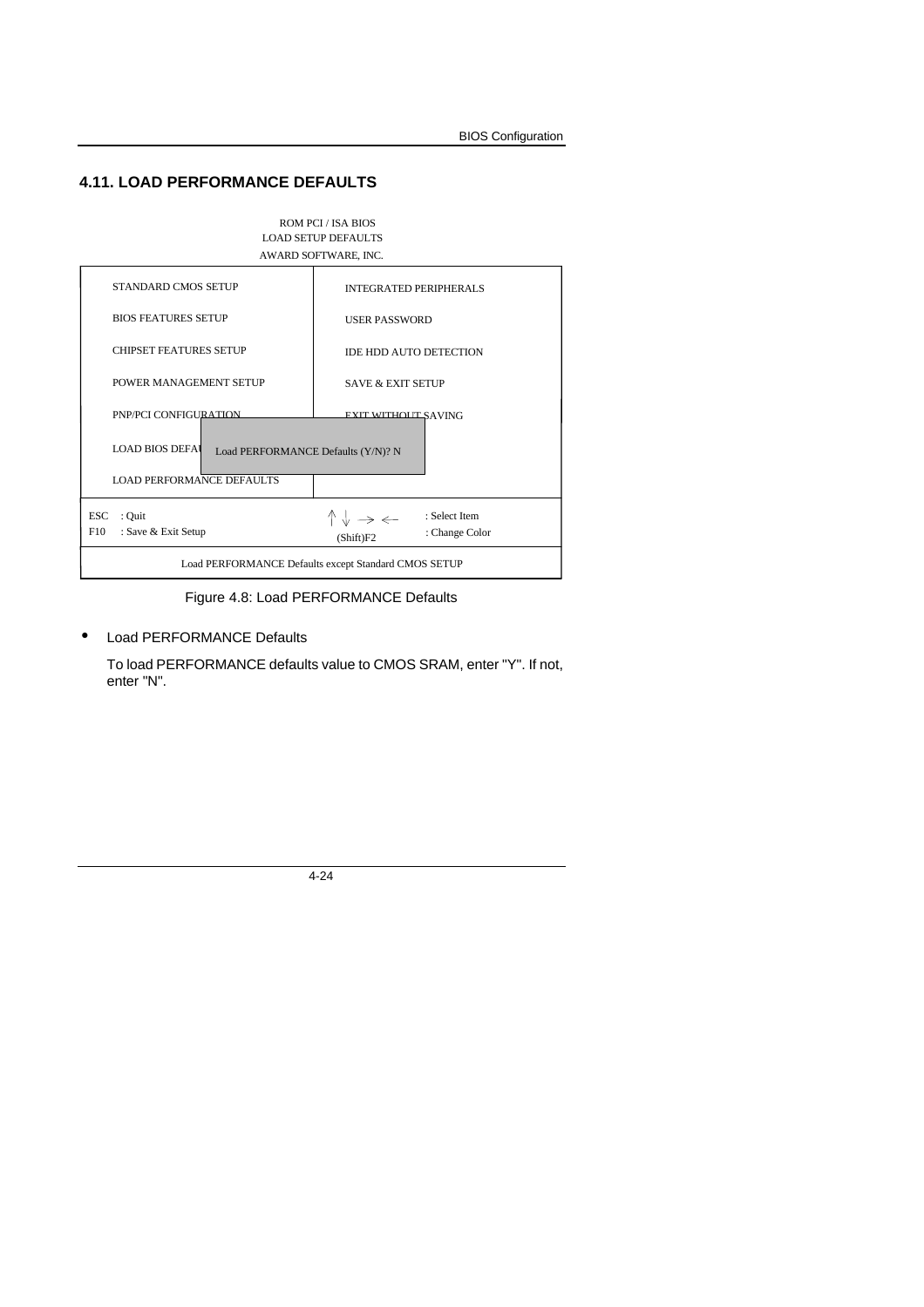## 4.11. LOAD PERFORMANCE DEFAULTS

```
                         ROM PCI / ISA BIOS
                        LOAD SETUP DEFAULTS
                        AWARD SOFTWARE, INC.

 STANDARD CMOS SETUP               INTEGRATED PERIPHERALS
 BIOS FEATURES SETUP               USER PASSWORD
 CHIPSET FEATURES SETUP            IDE HDD AUTO DETECTION
 POWER MANAGEMENT SETUP            SAVE & EXIT SETUP
 PNP/PCI CONFIGURATION             EXIT WITHOUT SAVING
 LOAD BIOS DEFAU  Load PERFORMANCE Defaults (Y/N)? N
 LOAD PERFORMANCE DEFAULTS

 ESC  : Quit                       ↑ ↓ → ←      : Select Item
 F10  : Save & Exit Setup          (Shift)F2    : Change Color

        Load PERFORMANCE Defaults except Standard CMOS SETUP
```

Figure 4.8: Load PERFORMANCE Defaults

- Load PERFORMANCE Defaults

  To load PERFORMANCE defaults value to CMOS SRAM, enter "Y". If not, enter "N".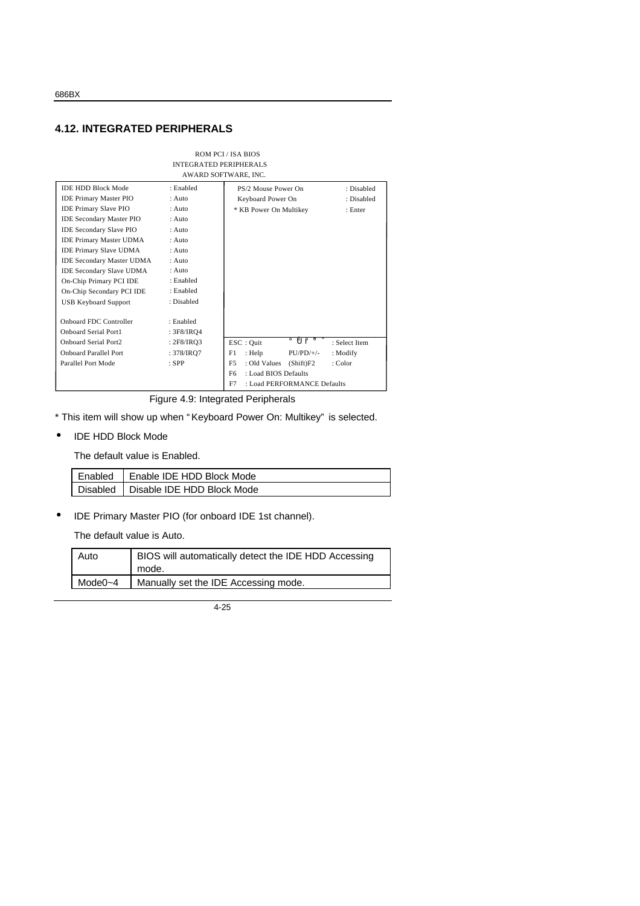## 4.12. INTEGRATED PERIPHERALS

```
                         ROM PCI / ISA BIOS
                       INTEGRATED PERIPHERALS
                        AWARD SOFTWARE, INC.
IDE HDD Block Mode          : Enabled    PS/2 Mouse Power On       : Disabled
IDE Primary Master PIO      : Auto       Keyboard Power On         : Disabled
IDE Primary Slave PIO       : Auto     * KB Power On Multikey      : Enter
IDE Secondary Master PIO    : Auto
IDE Secondary Slave PIO     : Auto
IDE Primary Master UDMA     : Auto
IDE Primary Slave UDMA      : Auto
IDE Secondary Master UDMA   : Auto
IDE Secondary Slave UDMA    : Auto
On-Chip Primary PCI IDE     : Enabled
On-Chip Secondary PCI IDE   : Enabled
USB Keyboard Support        : Disabled

Onboard FDC Controller      : Enabled
Onboard Serial Port1        : 3F8/IRQ4
Onboard Serial Port2        : 2F8/IRQ3   ESC : Quit       ↑↓→←        : Select Item
Onboard Parallel Port       : 378/IRQ7   F1  : Help        PU/PD/+/-  : Modify
Parallel Port Mode          : SPP        F5  : Old Values  (Shift)F2  : Color
                                         F6  : Load BIOS Defaults
                                         F7  : Load PERFORMANCE Defaults
```

Figure 4.9: Integrated Peripherals

* This item will show up when "Keyboard Power On: Multikey" is selected.

- IDE HDD Block Mode

  The default value is Enabled.

| Enabled | Enable IDE HDD Block Mode |
|---|---|
| Disabled | Disable IDE HDD Block Mode |

- IDE Primary Master PIO (for onboard IDE 1st channel).

  The default value is Auto.

| Auto | BIOS will automatically detect the IDE HDD Accessing mode. |
|---|---|
| Mode0~4 | Manually set the IDE Accessing mode. |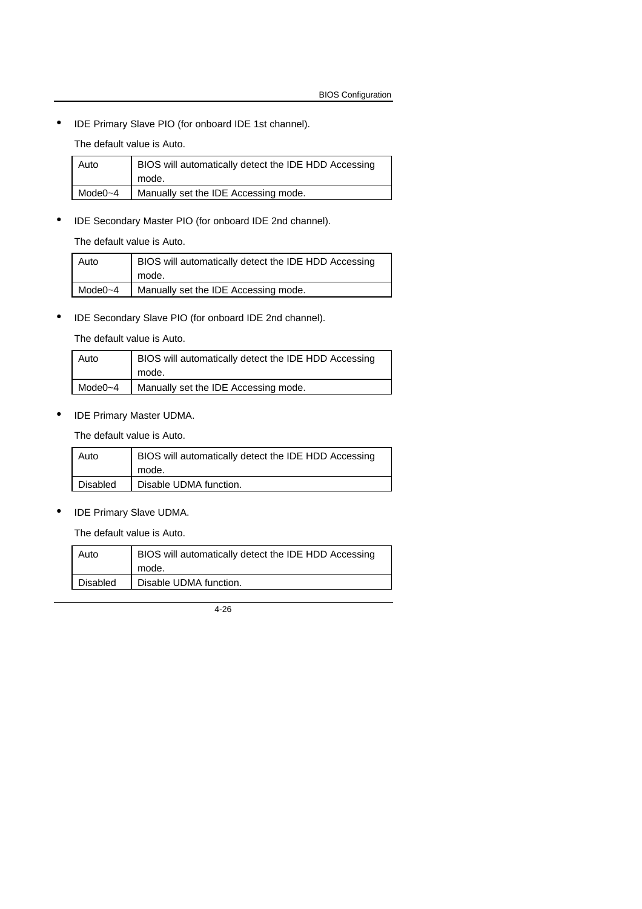- IDE Primary Slave PIO (for onboard IDE 1st channel).

  The default value is Auto.

| Auto | BIOS will automatically detect the IDE HDD Accessing mode. |
|---|---|
| Mode0~4 | Manually set the IDE Accessing mode. |

- IDE Secondary Master PIO (for onboard IDE 2nd channel).

  The default value is Auto.

| Auto | BIOS will automatically detect the IDE HDD Accessing mode. |
|---|---|
| Mode0~4 | Manually set the IDE Accessing mode. |

- IDE Secondary Slave PIO (for onboard IDE 2nd channel).

  The default value is Auto.

| Auto | BIOS will automatically detect the IDE HDD Accessing mode. |
|---|---|
| Mode0~4 | Manually set the IDE Accessing mode. |

- IDE Primary Master UDMA.

  The default value is Auto.

| Auto | BIOS will automatically detect the IDE HDD Accessing mode. |
|---|---|
| Disabled | Disable UDMA function. |

- IDE Primary Slave UDMA.

  The default value is Auto.

| Auto | BIOS will automatically detect the IDE HDD Accessing mode. |
|---|---|
| Disabled | Disable UDMA function. |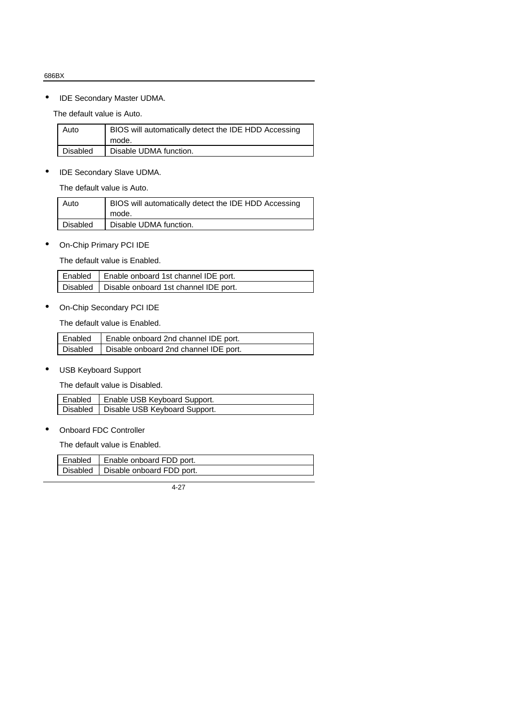- IDE Secondary Master UDMA.

The default value is Auto.

| Auto | BIOS will automatically detect the IDE HDD Accessing mode. |
|---|---|
| Disabled | Disable UDMA function. |

- IDE Secondary Slave UDMA.

The default value is Auto.

| Auto | BIOS will automatically detect the IDE HDD Accessing mode. |
|---|---|
| Disabled | Disable UDMA function. |

- On-Chip Primary PCI IDE

The default value is Enabled.

| Enabled | Enable onboard 1st channel IDE port. |
|---|---|
| Disabled | Disable onboard 1st channel IDE port. |

- On-Chip Secondary PCI IDE

The default value is Enabled.

| Enabled | Enable onboard 2nd channel IDE port. |
|---|---|
| Disabled | Disable onboard 2nd channel IDE port. |

- USB Keyboard Support

The default value is Disabled.

| Enabled | Enable USB Keyboard Support. |
|---|---|
| Disabled | Disable USB Keyboard Support. |

- Onboard FDC Controller

The default value is Enabled.

| Enabled | Enable onboard FDD port. |
|---|---|
| Disabled | Disable onboard FDD port. |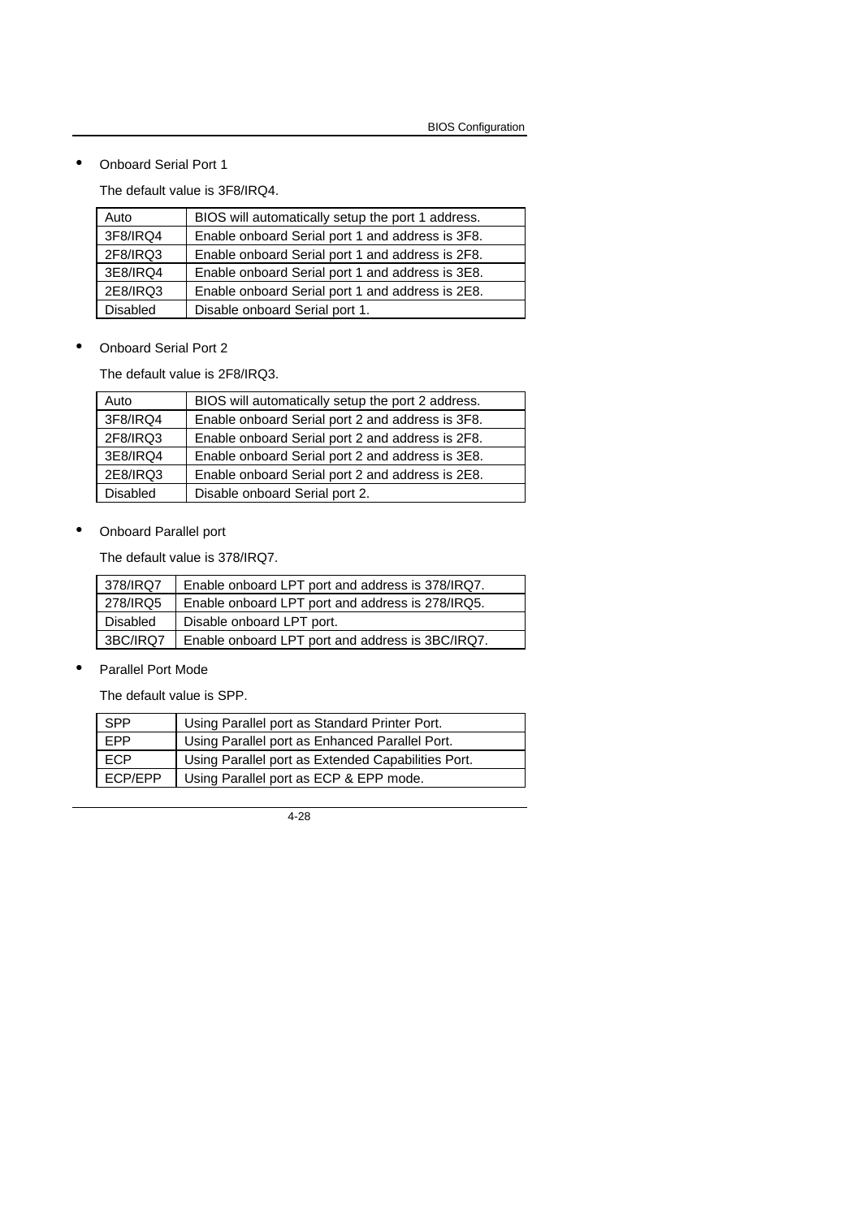- Onboard Serial Port 1

  The default value is 3F8/IRQ4.

| Auto | BIOS will automatically setup the port 1 address. |
|---|---|
| 3F8/IRQ4 | Enable onboard Serial port 1 and address is 3F8. |
| 2F8/IRQ3 | Enable onboard Serial port 1 and address is 2F8. |
| 3E8/IRQ4 | Enable onboard Serial port 1 and address is 3E8. |
| 2E8/IRQ3 | Enable onboard Serial port 1 and address is 2E8. |
| Disabled | Disable onboard Serial port 1. |

- Onboard Serial Port 2

  The default value is 2F8/IRQ3.

| Auto | BIOS will automatically setup the port 2 address. |
|---|---|
| 3F8/IRQ4 | Enable onboard Serial port 2 and address is 3F8. |
| 2F8/IRQ3 | Enable onboard Serial port 2 and address is 2F8. |
| 3E8/IRQ4 | Enable onboard Serial port 2 and address is 3E8. |
| 2E8/IRQ3 | Enable onboard Serial port 2 and address is 2E8. |
| Disabled | Disable onboard Serial port 2. |

- Onboard Parallel port

  The default value is 378/IRQ7.

| 378/IRQ7 | Enable onboard LPT port and address is 378/IRQ7. |
|---|---|
| 278/IRQ5 | Enable onboard LPT port and address is 278/IRQ5. |
| Disabled | Disable onboard LPT port. |
| 3BC/IRQ7 | Enable onboard LPT port and address is 3BC/IRQ7. |

- Parallel Port Mode

  The default value is SPP.

| SPP | Using Parallel port as Standard Printer Port. |
|---|---|
| EPP | Using Parallel port as Enhanced Parallel Port. |
| ECP | Using Parallel port as Extended Capabilities Port. |
| ECP/EPP | Using Parallel port as ECP & EPP mode. |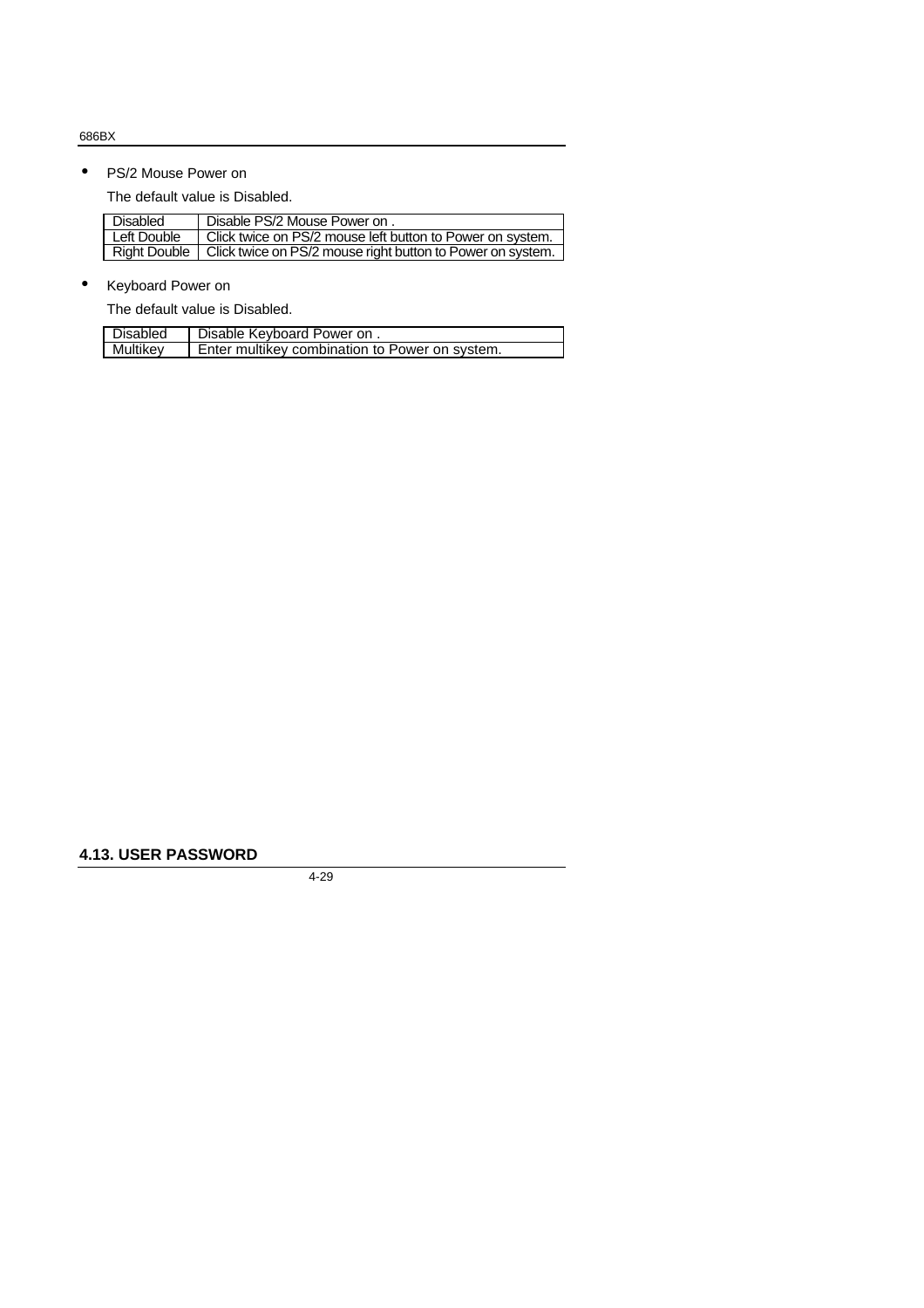- PS/2 Mouse Power on

  The default value is Disabled.

| Disabled | Disable PS/2 Mouse Power on . |
|---|---|
| Left Double | Click twice on PS/2 mouse left button to Power on system. |
| Right Double | Click twice on PS/2 mouse right button to Power on system. |

- Keyboard Power on

  The default value is Disabled.

| Disabled | Disable Keyboard Power on . |
|---|---|
| Multikey | Enter multikey combination to Power on system. |

**4.13. USER PASSWORD**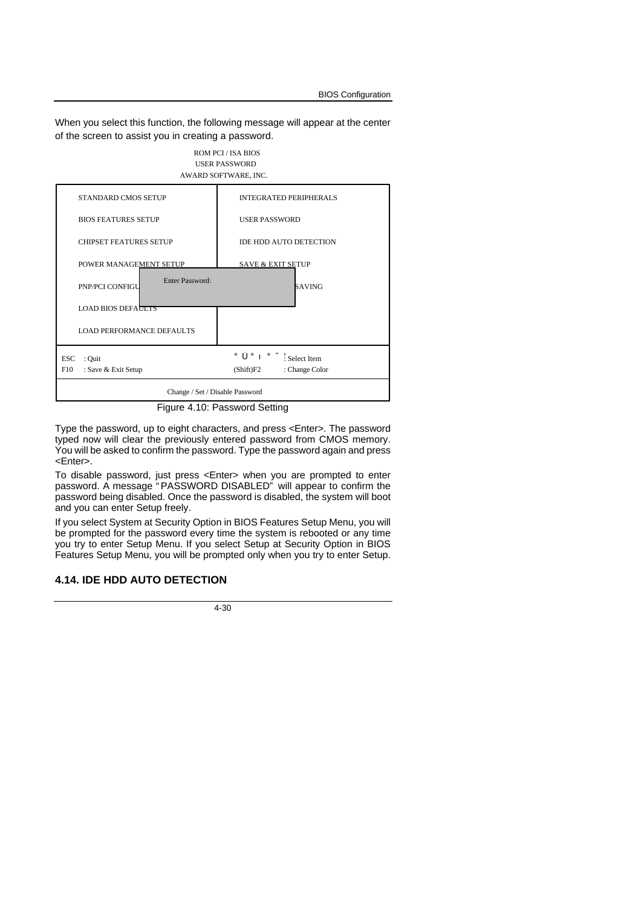When you select this function, the following message will appear at the center of the screen to assist you in creating a password.

```
                         ROM PCI / ISA BIOS
                           USER PASSWORD
                        AWARD SOFTWARE, INC.

  STANDARD CMOS SETUP                 INTEGRATED PERIPHERALS

  BIOS FEATURES SETUP                 USER PASSWORD

  CHIPSET FEATURES SETUP              IDE HDD AUTO DETECTION

  POWER MANAGEMENT SETUP              SAVE & EXIT SETUP

  PNP/PCI CONFIGU    Enter Password:               SAVING

  LOAD BIOS DEFAULTS

  LOAD PERFORMANCE DEFAULTS

ESC  : Quit                            ° Ü ° ı ° ˜ : Select Item
F10  : Save & Exit Setup               (Shift)F2     : Change Color

                   Change / Set / Disable Password
```

Figure 4.10: Password Setting

Type the password, up to eight characters, and press <Enter>. The password typed now will clear the previously entered password from CMOS memory. You will be asked to confirm the password. Type the password again and press <Enter>.

To disable password, just press <Enter> when you are prompted to enter password. A message "PASSWORD DISABLED" will appear to confirm the password being disabled. Once the password is disabled, the system will boot and you can enter Setup freely.

If you select System at Security Option in BIOS Features Setup Menu, you will be prompted for the password every time the system is rebooted or any time you try to enter Setup Menu. If you select Setup at Security Option in BIOS Features Setup Menu, you will be prompted only when you try to enter Setup.

## 4.14. IDE HDD AUTO DETECTION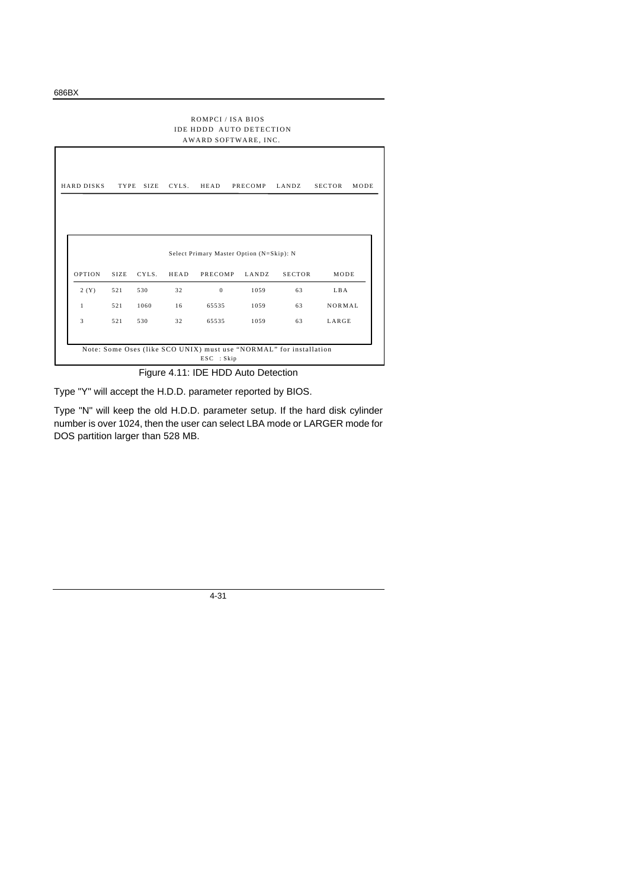ROMPCI / ISA BIOS
IDE HDDD AUTO DETECTION
AWARD SOFTWARE, INC.

| HARD DISKS | TYPE | SIZE | CYLS. | HEAD | PRECOMP | LANDZ | SECTOR | MODE |
|---|---|---|---|---|---|---|---|---|

Select Primary Master Option (N=Skip): N

| OPTION | SIZE | CYLS. | HEAD | PRECOMP | LANDZ | SECTOR | MODE |
|---|---|---|---|---|---|---|---|
| 2 (Y) | 521 | 530 | 32 | 0 | 1059 | 63 | LBA |
| 1 | 521 | 1060 | 16 | 65535 | 1059 | 63 | NORMAL |
| 3 | 521 | 530 | 32 | 65535 | 1059 | 63 | LARGE |

Note: Some Oses (like SCO UNIX) must use "NORMAL" for installation
ESC : Skip

Figure 4.11: IDE HDD Auto Detection

Type "Y" will accept the H.D.D. parameter reported by BIOS.

Type "N" will keep the old H.D.D. parameter setup. If the hard disk cylinder number is over 1024, then the user can select LBA mode or LARGER mode for DOS partition larger than 528 MB.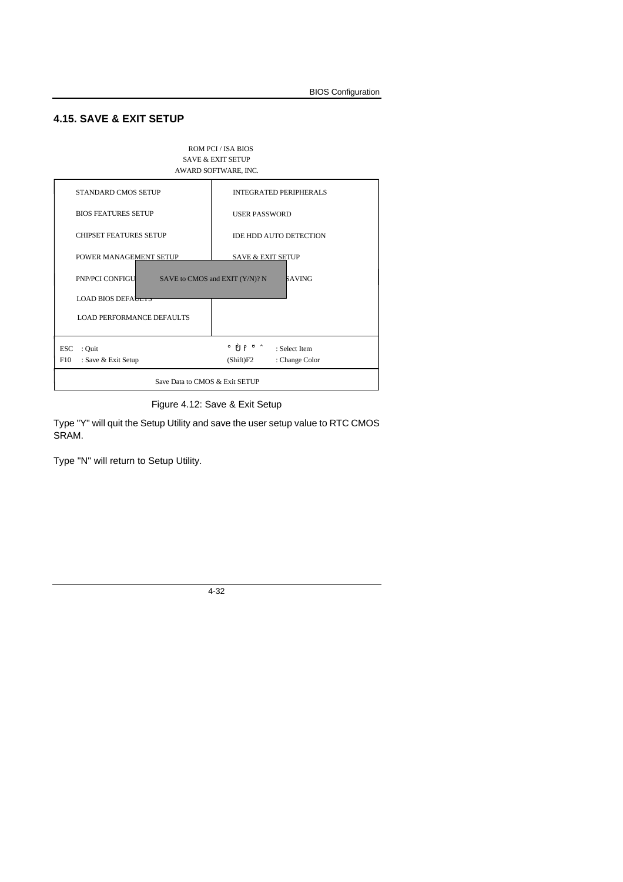## 4.15. SAVE & EXIT SETUP

```
                         ROM PCI / ISA BIOS
                          SAVE & EXIT SETUP
                        AWARD SOFTWARE, INC.

 STANDARD CMOS SETUP                 INTEGRATED PERIPHERALS
 BIOS FEATURES SETUP                 USER PASSWORD
 CHIPSET FEATURES SETUP              IDE HDD AUTO DETECTION
 POWER MANAGEMENT SETUP              SAVE & EXIT SETUP
 PNP/PCI CONFIGU   SAVE to CMOS and EXIT (Y/N)? N   SAVING
 LOAD BIOS DEFAULTS
 LOAD PERFORMANCE DEFAULTS

 ESC  : Quit                         ° Ü Ý ° ˆ   : Select Item
 F10  : Save & Exit Setup            (Shift)F2   : Change Color

                   Save Data to CMOS & Exit SETUP
```

Figure 4.12: Save & Exit Setup

Type "Y" will quit the Setup Utility and save the user setup value to RTC CMOS SRAM.

Type "N" will return to Setup Utility.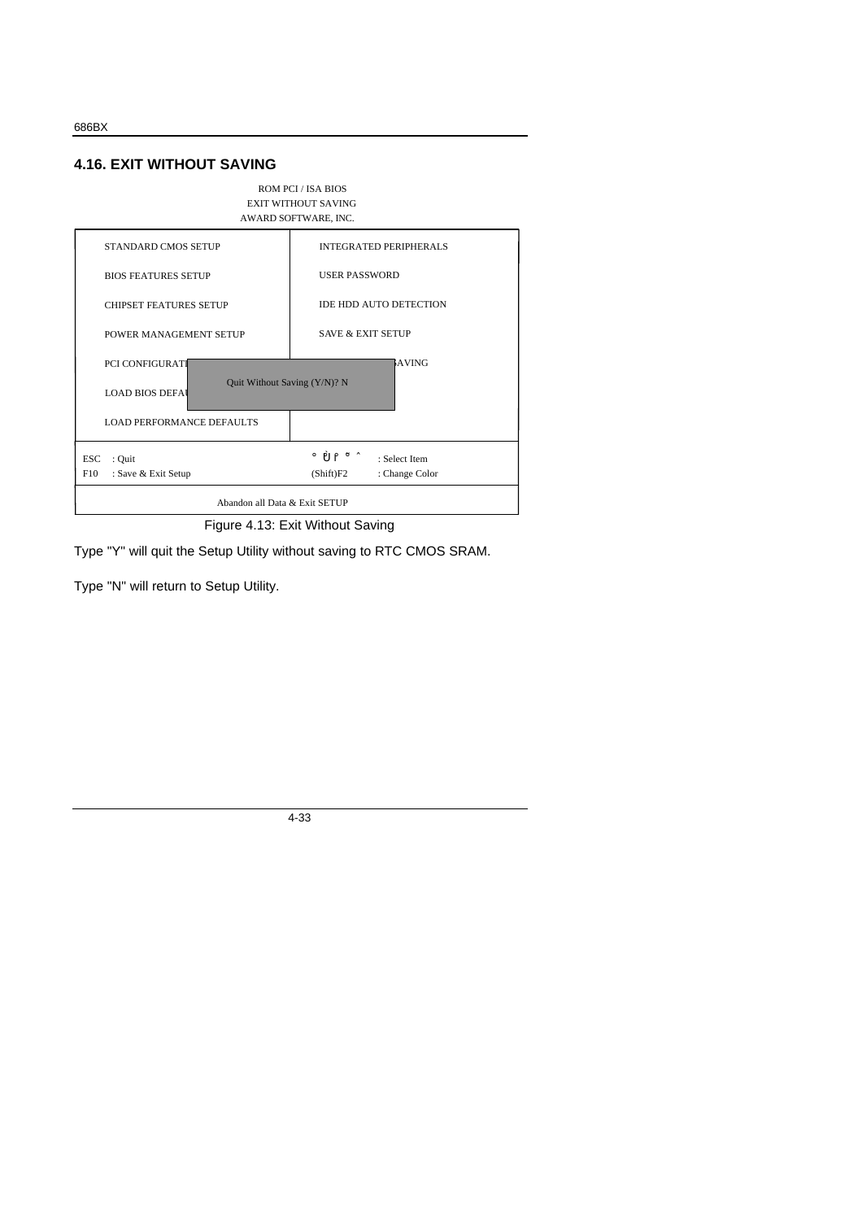## 4.16. EXIT WITHOUT SAVING

```
                         ROM PCI / ISA BIOS
                         EXIT WITHOUT SAVING
                         AWARD SOFTWARE, INC.

   STANDARD CMOS SETUP                  INTEGRATED PERIPHERALS

   BIOS FEATURES SETUP                  USER PASSWORD

   CHIPSET FEATURES SETUP               IDE HDD AUTO DETECTION

   POWER MANAGEMENT SETUP               SAVE & EXIT SETUP

   PCI CONFIGURATI                         AVING
                   Quit Without Saving (Y/N)? N
   LOAD BIOS DEFAU

   LOAD PERFORMANCE DEFAULTS

ESC  : Quit                          ° Ù ° ° ˆ     : Select Item
F10  : Save & Exit Setup             (Shift)F2     : Change Color

                    Abandon all Data & Exit SETUP
```

Figure 4.13: Exit Without Saving

Type "Y" will quit the Setup Utility without saving to RTC CMOS SRAM.

Type "N" will return to Setup Utility.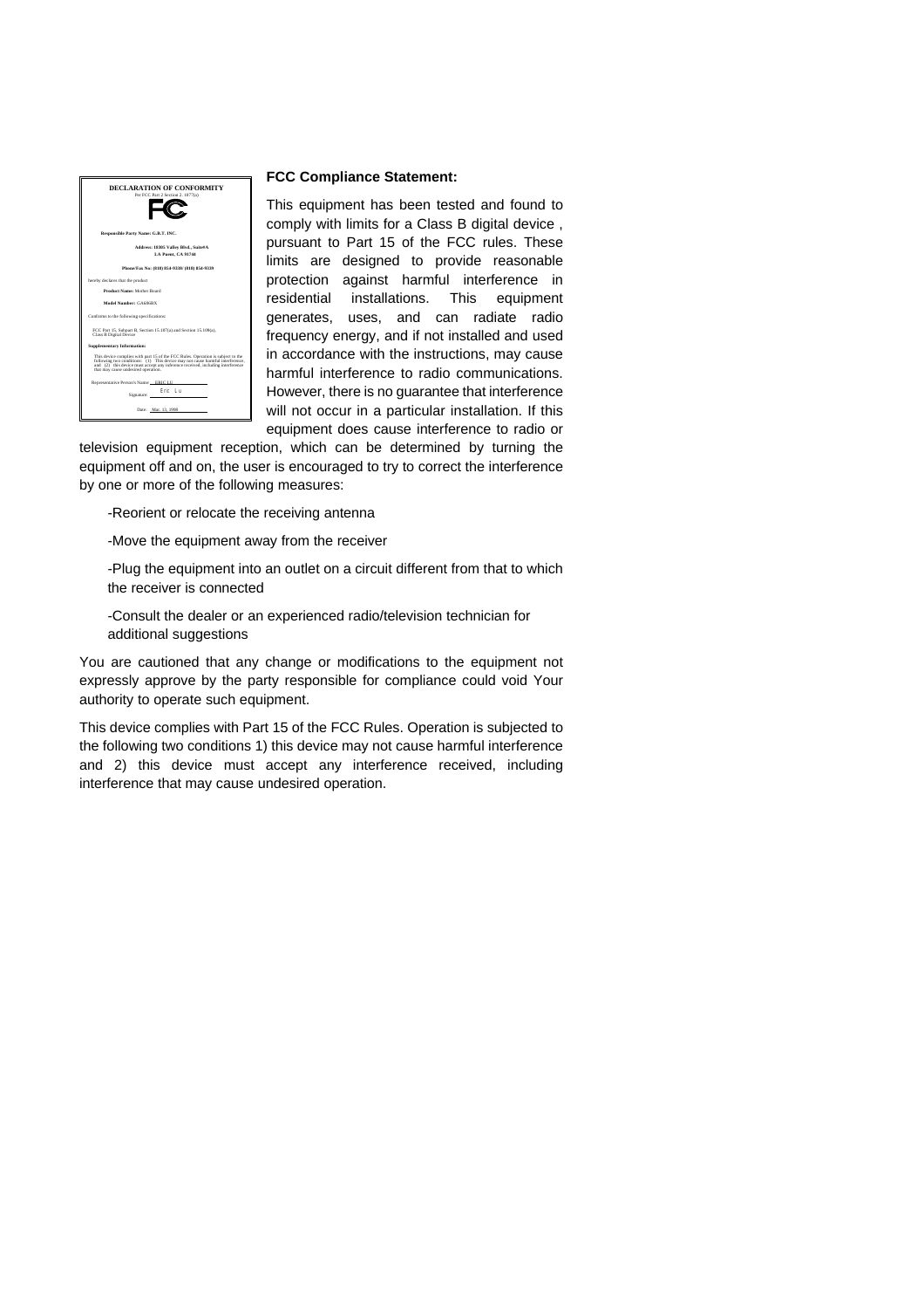**DECLARATION OF CONFORMITY**

Per FCC Part 2 Section 2.1077(a)

**Responsible Party Name: G.B.T. INC.**

**Address: 18305 Valley Blvd., Suite#A**
**LA Puent, CA 91744**

**Phone/Fax No: (818) 854-9338/ (818) 854-9339**

hereby declares that the product

**Product Name:** Mother Board

**Model Number:** GA686BX

Conforms to the following specifications:

FCC Part 15, Subpart B, Section 15.107(a) and Section 15.109(a), Class B Digital Device

**Supplementary Information:**

This device complies with part 15 of the FCC Rules. Operation is subject to the following two conditions: (1) This device may not cause harmful interference, and (2) this device must accept any inference received, including interference that may cause undesired operation.

Representative Person's Name: ERIC LU

Signature: Eric Lu

Date: Mar. 13, 1998

**FCC Compliance Statement:**

This equipment has been tested and found to comply with limits for a Class B digital device , pursuant to Part 15 of the FCC rules. These limits are designed to provide reasonable protection against harmful interference in residential installations. This equipment generates, uses, and can radiate radio frequency energy, and if not installed and used in accordance with the instructions, may cause harmful interference to radio communications. However, there is no guarantee that interference will not occur in a particular installation. If this equipment does cause interference to radio or television equipment reception, which can be determined by turning the equipment off and on, the user is encouraged to try to correct the interference by one or more of the following measures:

-Reorient or relocate the receiving antenna

-Move the equipment away from the receiver

-Plug the equipment into an outlet on a circuit different from that to which the receiver is connected

-Consult the dealer or an experienced radio/television technician for additional suggestions

You are cautioned that any change or modifications to the equipment not expressly approve by the party responsible for compliance could void Your authority to operate such equipment.

This device complies with Part 15 of the FCC Rules. Operation is subjected to the following two conditions 1) this device may not cause harmful interference and 2) this device must accept any interference received, including interference that may cause undesired operation.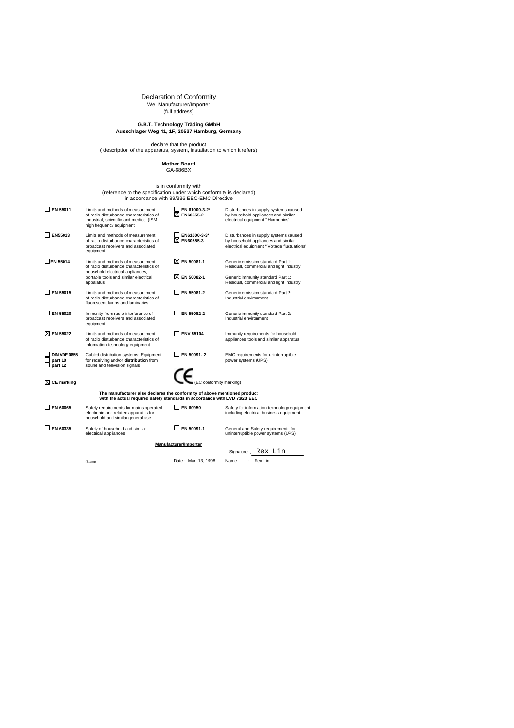# Declaration of Conformity

We, Manufacturer/Importer
(full address)

**G.B.T. Technology Träding GMbH**
**Ausschlager Weg 41, 1F, 20537 Hamburg, Germany**

declare that the product
( description of the apparatus, system, installation to which it refers)

**Mother Board**
GA-686BX

is in conformity with
(reference to the specification under which conformity is declared)
in accordance with 89/336 EEC-EMC Directive

| | | | |
|---|---|---|---|
| ☐ **EN 55011** | Limits and methods of measurement of radio disturbance characteristics of industrial, scientific and medical (ISM high frequency equipment | ☐ **EN 61000-3-2\*** ☒ **EN60555-2** | Disturbances in supply systems caused by household appliances and similar electrical equipment " Harmonics" |
| ☐ **EN55013** | Limits and methods of measurement of radio disturbance characteristics of broadcast receivers and associated equipment | ☐ **EN61000-3-3\*** ☒ **EN60555-3** | Disturbances in supply systems caused by household appliances and similar electrical equipment " Voltage fluctuations" |
| ☐ **EN 55014** | Limits and methods of measurement of radio disturbance characteristics of household electrical appliances, portable tools and similar electrical apparatus | ☒ **EN 50081-1** ☒ **EN 50082-1** | Generic emission standard Part 1: Residual, commercial and light industry; Generic immunity standard Part 1: Residual, commercial and light industry |
| ☐ **EN 55015** | Limits and methods of measurement of radio disturbance characteristics of fluorescent lamps and luminaries | ☐ **EN 55081-2** | Generic emission standard Part 2: Industrial environment |
| ☐ **EN 55020** | Immunity from radio interference of broadcast receivers and associated equipment | ☐ **EN 55082-2** | Generic immunity standard Part 2: Industrial environment |
| ☒ **EN 55022** | Limits and methods of measurement of radio disturbance characteristics of information technology equipment | ☐ **ENV 55104** | Immunity requirements for household appliances tools and similar apparatus |
| ☐ **DIN VDE 0855** ☐ **part 10** ☐ **part 12** | Cabled distribution systems; Equipment for receiving and/or **distribution** from sound and television signals | ☐ **EN 50091- 2** | EMC requirements for uninterruptible power systems (UPS) |
| ☒ **CE marking** | | CE (EC conformity marking) | |

**The manufacturer also declares the conformity of above mentioned product with the actual required safety standards in accordance with LVD 73/23 EEC**

| | | | |
|---|---|---|---|
| ☐ **EN 60065** | Safety requirements for mains operated electronic and related apparatus for household and similar general use | ☐ **EN 60950** | Safety for information technology equipment including electrical business equipment |
| ☐ **EN 60335** | Safety of household and similar electrical appliances | ☐ **EN 50091-1** | General and Safety requirements for uninterruptible power systems (UPS) |

**Manufacturer/Importer**

Signature : Rex Lin

(Stamp) Date : Mar. 13, 1998 Name : Rex Lin